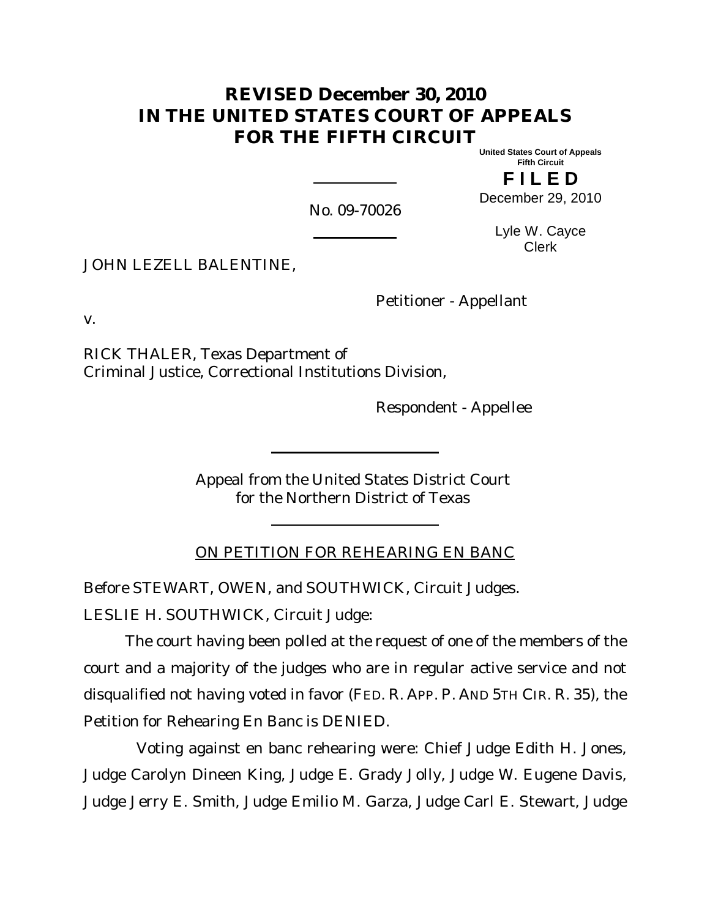# REVISED December 30, 2010
# IN THE UNITED STATES COURT OF APPEALS FOR THE FIFTH CIRCUIT

United States Court of Appeals
Fifth Circuit

**F I L E D**

December 29, 2010

No. 09-70026

Lyle W. Cayce
Clerk

JOHN LEZELL BALENTINE,

Petitioner - Appellant

v.

RICK THALER, Texas Department of Criminal Justice, Correctional Institutions Division,

Respondent - Appellee

Appeal from the United States District Court
for the Northern District of Texas

ON PETITION FOR REHEARING EN BANC

Before STEWART, OWEN, and SOUTHWICK, Circuit Judges.

LESLIE H. SOUTHWICK, Circuit Judge:

The court having been polled at the request of one of the members of the court and a majority of the judges who are in regular active service and not disqualified not having voted in favor (FED. R. APP. P. AND 5TH CIR. R. 35), the Petition for Rehearing En Banc is DENIED.

Voting against en banc rehearing were: Chief Judge Edith H. Jones, Judge Carolyn Dineen King, Judge E. Grady Jolly, Judge W. Eugene Davis, Judge Jerry E. Smith, Judge Emilio M. Garza, Judge Carl E. Stewart, Judge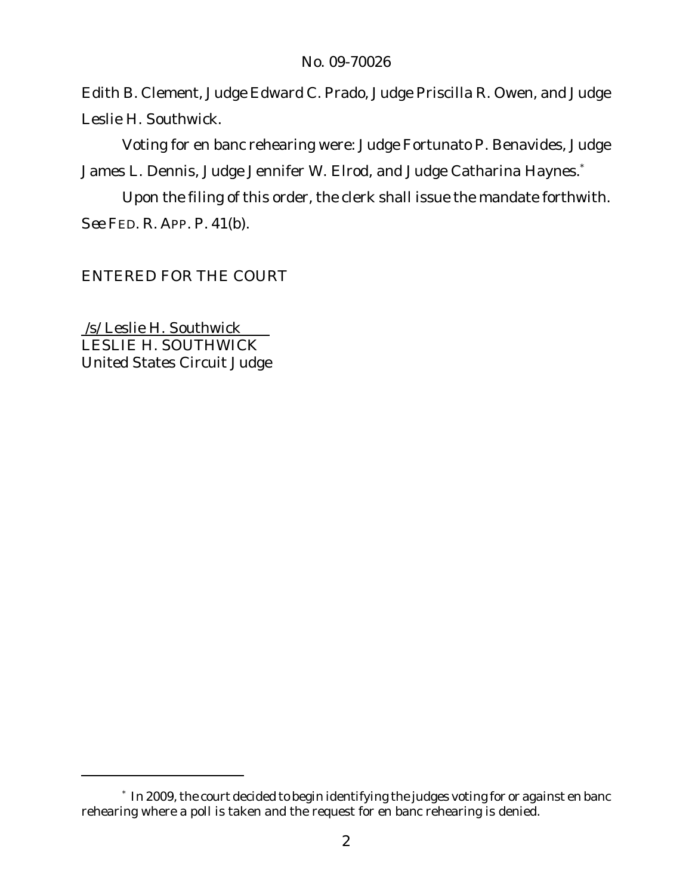Edith B. Clement, Judge Edward C. Prado, Judge Priscilla R. Owen, and Judge Leslie H. Southwick.

Voting for en banc rehearing were: Judge Fortunato P. Benavides, Judge James L. Dennis, Judge Jennifer W. Elrod, and Judge Catharina Haynes.*

Upon the filing of this order, the clerk shall issue the mandate forthwith. *See* FED. R. APP. P. 41(b).

ENTERED FOR THE COURT

/s/ Leslie H. Southwick
LESLIE H. SOUTHWICK
United States Circuit Judge

---

* In 2009, the court decided to begin identifying the judges voting for or against en banc rehearing where a poll is taken and the request for en banc rehearing is denied.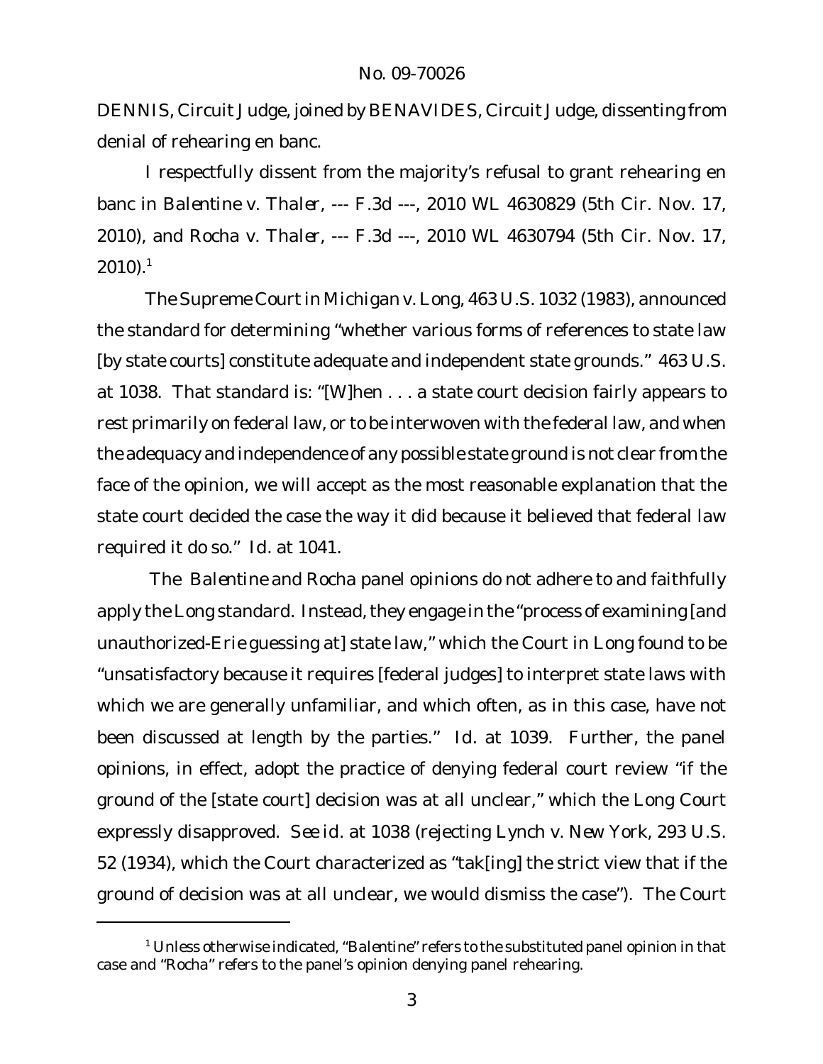DENNIS, Circuit Judge, joined by BENAVIDES, Circuit Judge, dissenting from denial of rehearing en banc.

I respectfully dissent from the majority's refusal to grant rehearing en banc in *Balentine v. Thaler*, --- F.3d ---, 2010 WL 4630829 (5th Cir. Nov. 17, 2010), and *Rocha v. Thaler*, --- F.3d ---, 2010 WL 4630794 (5th Cir. Nov. 17, 2010).[1]

The Supreme Court in *Michigan v. Long*, 463 U.S. 1032 (1983), announced the standard for determining "whether various forms of references to state law [by state courts] constitute adequate and independent state grounds." 463 U.S. at 1038. That standard is: "[W]hen . . . a state court decision fairly appears to rest primarily on federal law, or to be interwoven with the federal law, and when the adequacy and independence of any possible state ground is not clear from the face of the opinion, we will accept as the most reasonable explanation that the state court decided the case the way it did because it believed that federal law required it do so." *Id.* at 1041.

The *Balentine* and *Rocha* panel opinions do not adhere to and faithfully apply the *Long* standard. Instead, they engage in the "process of examining [and unauthorized-*Erie* guessing at] state law," which the Court in *Long* found to be "unsatisfactory because it requires [federal judges] to interpret state laws with which we are generally unfamiliar, and which often, as in this case, have not been discussed at length by the parties." *Id.* at 1039. Further, the panel opinions, in effect, adopt the practice of denying federal court review "if the ground of the [state court] decision was at all unclear," which the *Long* Court expressly disapproved. *See id.* at 1038 (rejecting *Lynch v. New York*, 293 U.S. 52 (1934), which the Court characterized as "tak[ing] the strict view that if the ground of decision was at all unclear, we would dismiss the case"). The Court

[1] Unless otherwise indicated, "*Balentine*" refers to the substituted panel opinion in that case and "*Rocha*" refers to the panel's opinion denying panel rehearing.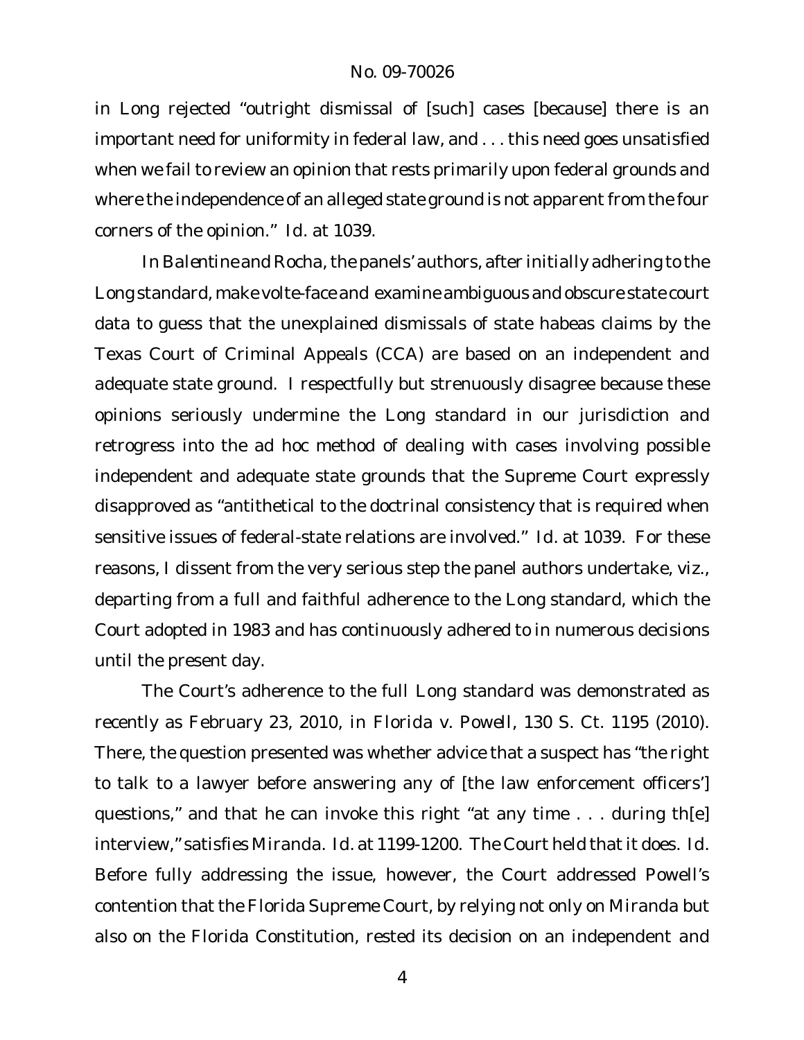in *Long* rejected "outright dismissal of [such] cases [because] there is an important need for uniformity in federal law, and . . . this need goes unsatisfied when we fail to review an opinion that rests primarily upon federal grounds and where the independence of an alleged state ground is not apparent from the four corners of the opinion." *Id.* at 1039.

In *Balentine* and *Rocha*, the panels' authors, after initially adhering to the *Long* standard, make volte-face and examine ambiguous and obscure state court data to guess that the unexplained dismissals of state habeas claims by the Texas Court of Criminal Appeals (CCA) are based on an independent and adequate state ground. I respectfully but strenuously disagree because these opinions seriously undermine the *Long* standard in our jurisdiction and retrogress into the ad hoc method of dealing with cases involving possible independent and adequate state grounds that the Supreme Court expressly disapproved as "antithetical to the doctrinal consistency that is required when sensitive issues of federal-state relations are involved." *Id.* at 1039. For these reasons, I dissent from the very serious step the panel authors undertake, viz., departing from a full and faithful adherence to the *Long* standard, which the Court adopted in 1983 and has continuously adhered to in numerous decisions until the present day.

The Court's adherence to the full *Long* standard was demonstrated as recently as February 23, 2010, in *Florida v. Powell*, 130 S. Ct. 1195 (2010). There, the question presented was whether advice that a suspect has "the right to talk to a lawyer before answering any of [the law enforcement officers'] questions," and that he can invoke this right "at any time . . . during th[e] interview," satisfies *Miranda*. *Id.* at 1199-1200. The Court held that it does. *Id.* Before fully addressing the issue, however, the Court addressed Powell's contention that the Florida Supreme Court, by relying not only on *Miranda* but also on the Florida Constitution, rested its decision on an independent and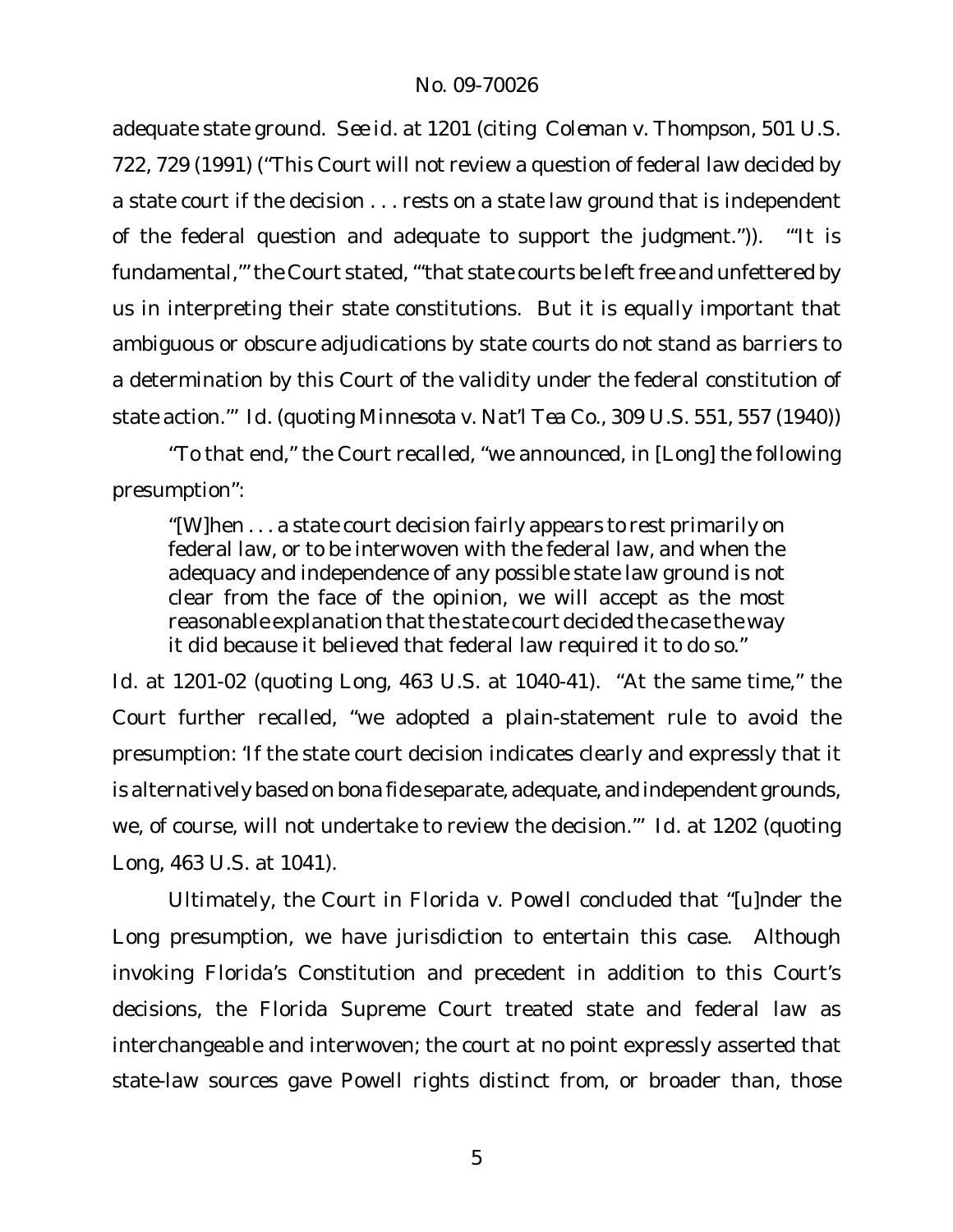adequate state ground. *See id.* at 1201 (citing *Coleman v. Thompson*, 501 U.S. 722, 729 (1991) ("This Court will not review a question of federal law decided by a state court if the decision . . . rests on a state law ground that is independent of the federal question and adequate to support the judgment.")). "'It is fundamental,'" the Court stated, "'that state courts be left free and unfettered by us in interpreting their state constitutions. But it is equally important that ambiguous or obscure adjudications by state courts do not stand as barriers to a determination by this Court of the validity under the federal constitution of state action.'" *Id.* (quoting *Minnesota v. Nat'l Tea Co.*, 309 U.S. 551, 557 (1940))

"To that end," the Court recalled, "we announced, in [Long] the following presumption":

> "[W]hen . . . a state court decision fairly appears to rest primarily on federal law, or to be interwoven with the federal law, and when the adequacy and independence of any possible state law ground is not clear from the face of the opinion, we will accept as the most reasonable explanation that the state court decided the case the way it did because it believed that federal law required it to do so."

*Id.* at 1201-02 (quoting *Long*, 463 U.S. at 1040-41). "At the same time," the Court further recalled, "we adopted a plain-statement rule to avoid the presumption: 'If the state court decision indicates clearly and expressly that it is alternatively based on bona fide separate, adequate, and independent grounds, we, of course, will not undertake to review the decision.'" *Id.* at 1202 (quoting *Long*, 463 U.S. at 1041).

Ultimately, the Court in *Florida v. Powell* concluded that "[u]nder the *Long* presumption, we have jurisdiction to entertain this case. Although invoking Florida's Constitution and precedent in addition to this Court's decisions, the Florida Supreme Court treated state and federal law as interchangeable and interwoven; the court at no point expressly asserted that state-law sources gave Powell rights distinct from, or broader than, those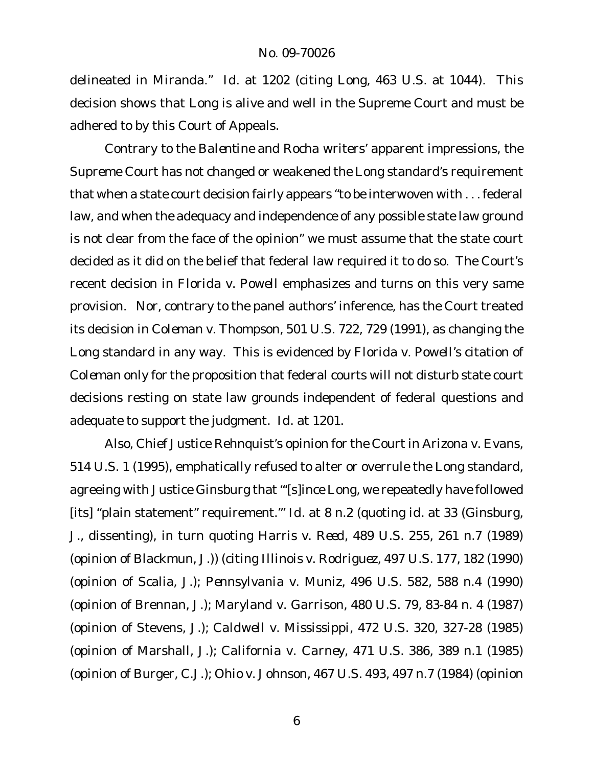delineated in *Miranda*." *Id.* at 1202 (citing *Long*, 463 U.S. at 1044). This decision shows that *Long* is alive and well in the Supreme Court and must be adhered to by this Court of Appeals.

Contrary to the *Balentine* and *Rocha* writers' apparent impressions, the Supreme Court has not changed or weakened the *Long* standard's requirement that when a state court decision fairly appears "to be interwoven with . . . federal law, and when the adequacy and independence of any possible state law ground is not clear from the face of the opinion" we must assume that the state court decided as it did on the belief that federal law required it to do so. The Court's recent decision in *Florida v. Powell* emphasizes and turns on this very same provision. Nor, contrary to the panel authors' inference, has the Court treated its decision in *Coleman v. Thompson*, 501 U.S. 722, 729 (1991), as changing the *Long* standard in any way. This is evidenced by *Florida v. Powell*'s citation of *Coleman* only for the proposition that federal courts will not disturb state court decisions resting on state law grounds independent of federal questions and adequate to support the judgment. *Id.* at 1201.

Also, Chief Justice Rehnquist's opinion for the Court in *Arizona v. Evans*, 514 U.S. 1 (1995), emphatically refused to alter or overrule the *Long* standard, agreeing with Justice Ginsburg that "'[s]ince *Long*, we repeatedly have followed [its] "plain statement" requirement.'" *Id.* at 8 n.2 (quoting *id.* at 33 (Ginsburg, J., dissenting), in turn quoting *Harris v. Reed*, 489 U.S. 255, 261 n.7 (1989) (opinion of Blackmun, J.)) (citing *Illinois v. Rodriguez*, 497 U.S. 177, 182 (1990) (opinion of Scalia, J.); *Pennsylvania v. Muniz*, 496 U.S. 582, 588 n.4 (1990) (opinion of Brennan, J.); *Maryland v. Garrison*, 480 U.S. 79, 83-84 n. 4 (1987) (opinion of Stevens, J.); *Caldwell v. Mississippi*, 472 U.S. 320, 327-28 (1985) (opinion of Marshall, J.); *California v. Carney*, 471 U.S. 386, 389 n.1 (1985) (opinion of Burger, C.J.); *Ohio v. Johnson*, 467 U.S. 493, 497 n.7 (1984) (opinion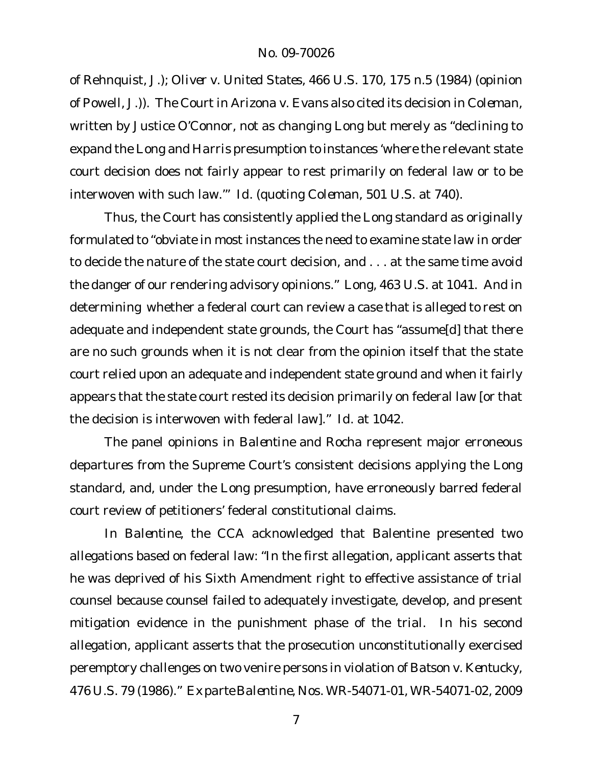of Rehnquist, J.); *Oliver v. United States*, 466 U.S. 170, 175 n.5 (1984) (opinion of Powell, J.)). The Court in *Arizona v. Evans* also cited its decision in *Coleman*, written by Justice O'Connor, not as changing *Long* but merely as "declining to expand the *Long* and *Harris* presumption to instances 'where the relevant state court decision does not fairly appear to rest primarily on federal law or to be interwoven with such law.'" *Id.* (quoting *Coleman*, 501 U.S. at 740).

Thus, the Court has consistently applied the *Long* standard as originally formulated to "obviate in most instances the need to examine state law in order to decide the nature of the state court decision, and . . . at the same time avoid the danger of our rendering advisory opinions." *Long*, 463 U.S. at 1041. And in determining whether a federal court can review a case that is alleged to rest on adequate and independent state grounds, the Court has "assume[d] that there are no such grounds when it is not clear from the opinion itself that the state court relied upon an adequate and independent state ground and when it fairly appears that the state court rested its decision primarily on federal law [or that the decision is interwoven with federal law]." *Id.* at 1042.

The panel opinions in *Balentine* and *Rocha* represent major erroneous departures from the Supreme Court's consistent decisions applying the *Long* standard, and, under the *Long* presumption, have erroneously barred federal court review of petitioners' federal constitutional claims.

In *Balentine*, the CCA acknowledged that Balentine presented two allegations based on federal law: "In the first allegation, applicant asserts that he was deprived of his Sixth Amendment right to effective assistance of trial counsel because counsel failed to adequately investigate, develop, and present mitigation evidence in the punishment phase of the trial. In his second allegation, applicant asserts that the prosecution unconstitutionally exercised peremptory challenges on two venire persons in violation of *Batson v. Kentucky*, 476 U.S. 79 (1986)." *Ex parte Balentine*, Nos. WR-54071-01, WR-54071-02, 2009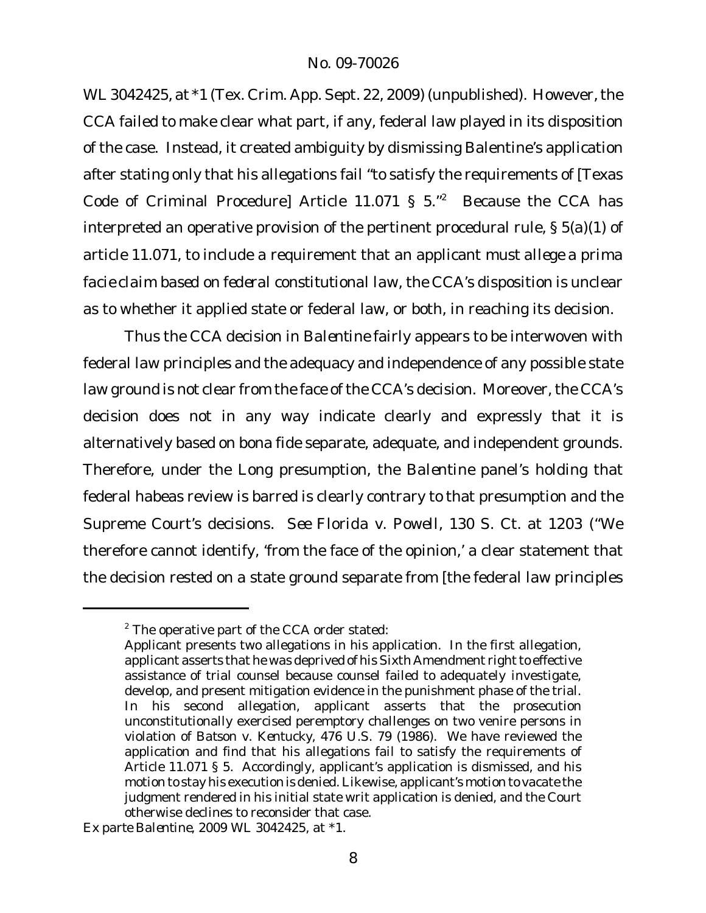WL 3042425, at *1 (Tex. Crim. App. Sept. 22, 2009) (unpublished). However, the CCA failed to make clear what part, if any, federal law played in its disposition of the case. Instead, it created ambiguity by dismissing Balentine's application after stating only that his allegations fail "to satisfy the requirements of [Texas Code of Criminal Procedure] Article 11.071 § 5."[2] Because the CCA has interpreted an operative provision of the pertinent procedural rule, § 5(a)(1) of article 11.071, to include a requirement that an applicant must allege a prima facie claim based on *federal constitutional law*, the CCA's disposition is unclear as to whether it applied state or federal law, or both, in reaching its decision.

Thus the CCA decision in *Balentine* fairly appears to be interwoven with federal law principles and the adequacy and independence of any possible state law ground is not clear from the face of the CCA's decision. Moreover, the CCA's decision does not in any way indicate clearly and expressly that it is alternatively based on bona fide separate, adequate, and independent grounds. Therefore, under the *Long* presumption, the *Balentine* panel's holding that federal habeas review is barred is clearly contrary to that presumption and the Supreme Court's decisions. *See Florida v. Powell*, 130 S. Ct. at 1203 ("We therefore cannot identify, 'from the face of the opinion,' a clear statement that the decision rested on a state ground separate from [the federal law principles

---

[2] The operative part of the CCA order stated:

Applicant presents two allegations in his application. In the first allegation, applicant asserts that he was deprived of his Sixth Amendment right to effective assistance of trial counsel because counsel failed to adequately investigate, develop, and present mitigation evidence in the punishment phase of the trial. In his second allegation, applicant asserts that the prosecution unconstitutionally exercised peremptory challenges on two venire persons in violation of *Batson v. Kentucky*, 476 U.S. 79 (1986). We have reviewed the application and find that his allegations fail to satisfy the requirements of Article 11.071 § 5. Accordingly, applicant's application is dismissed, and his motion to stay his execution is denied. Likewise, applicant's motion to vacate the judgment rendered in his initial state writ application is denied, and the Court otherwise declines to reconsider that case.

*Ex parte Balentine*, 2009 WL 3042425, at *1.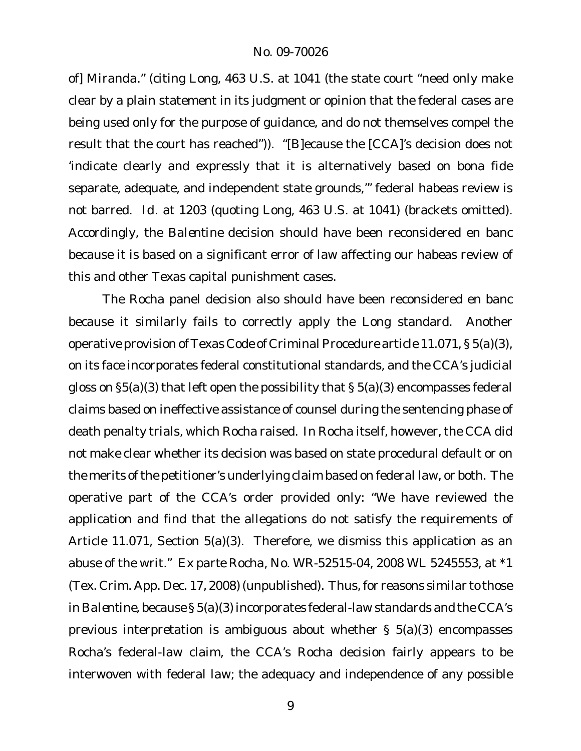of] *Miranda*." (citing *Long*, 463 U.S. at 1041 (the state court "need only make clear by a plain statement in its judgment or opinion that the federal cases are being used only for the purpose of guidance, and do not themselves compel the result that the court has reached")). "[B]ecause the [CCA]'s decision does not 'indicate clearly and expressly that it is alternatively based on bona fide separate, adequate, and independent state grounds,'" federal habeas review is not barred. *Id.* at 1203 (quoting *Long*, 463 U.S. at 1041) (brackets omitted). Accordingly, the *Balentine* decision should have been reconsidered en banc because it is based on a significant error of law affecting our habeas review of this and other Texas capital punishment cases.

The *Rocha* panel decision also should have been reconsidered en banc because it similarly fails to correctly apply the *Long* standard. Another operative provision of Texas Code of Criminal Procedure article 11.071, § 5(a)(3), on its face incorporates federal constitutional standards, and the CCA's judicial gloss on §5(a)(3) that left open the possibility that § 5(a)(3) encompasses federal claims based on ineffective assistance of counsel during the sentencing phase of death penalty trials, which Rocha raised. In *Rocha* itself, however, the CCA did not make clear whether its decision was based on state procedural default or on the merits of the petitioner's underlying claim based on federal law, or both. The operative part of the CCA's order provided only: "We have reviewed the application and find that the allegations do not satisfy the requirements of Article 11.071, Section 5(a)(3). Therefore, we dismiss this application as an abuse of the writ." *Ex parte Rocha*, No. WR-52515-04, 2008 WL 5245553, at *1 (Tex. Crim. App. Dec. 17, 2008) (unpublished). Thus, for reasons similar to those in *Balentine*, because § 5(a)(3) incorporates federal-law standards and the CCA's previous interpretation is ambiguous about whether § 5(a)(3) encompasses Rocha's federal-law claim, the CCA's *Rocha* decision fairly appears to be interwoven with federal law; the adequacy and independence of any possible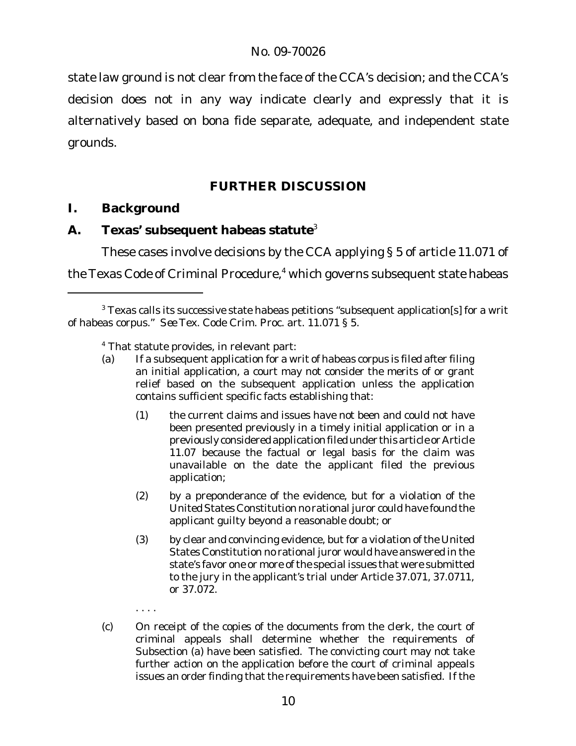state law ground is not clear from the face of the CCA's decision; and the CCA's decision does not in any way indicate clearly and expressly that it is alternatively based on bona fide separate, adequate, and independent state grounds.

## FURTHER DISCUSSION

### I. Background

### A. Texas' subsequent habeas statute[3]

These cases involve decisions by the CCA applying § 5 of article 11.071 of the Texas Code of Criminal Procedure,[4] which governs subsequent state habeas

---

[3] Texas calls its successive state habeas petitions "subsequent application[s] for a writ of habeas corpus." *See* Tex. Code Crim. Proc. art. 11.071 § 5.

[4] That statute provides, in relevant part:

(a) If a subsequent application for a writ of habeas corpus is filed after filing an initial application, a court may not consider the merits of or grant relief based on the subsequent application unless the application contains sufficient specific facts establishing that:

(1) the current claims and issues have not been and could not have been presented previously in a timely initial application or in a previously considered application filed under this article or Article 11.07 because the factual or legal basis for the claim was unavailable on the date the applicant filed the previous application;

(2) by a preponderance of the evidence, but for a violation of the United States Constitution no rational juror could have found the applicant guilty beyond a reasonable doubt; or

(3) by clear and convincing evidence, but for a violation of the United States Constitution no rational juror would have answered in the state's favor one or more of the special issues that were submitted to the jury in the applicant's trial under Article 37.071, 37.0711, or 37.072.

. . . .

(c) On receipt of the copies of the documents from the clerk, the court of criminal appeals shall determine whether the requirements of Subsection (a) have been satisfied. The convicting court may not take further action on the application before the court of criminal appeals issues an order finding that the requirements have been satisfied. If the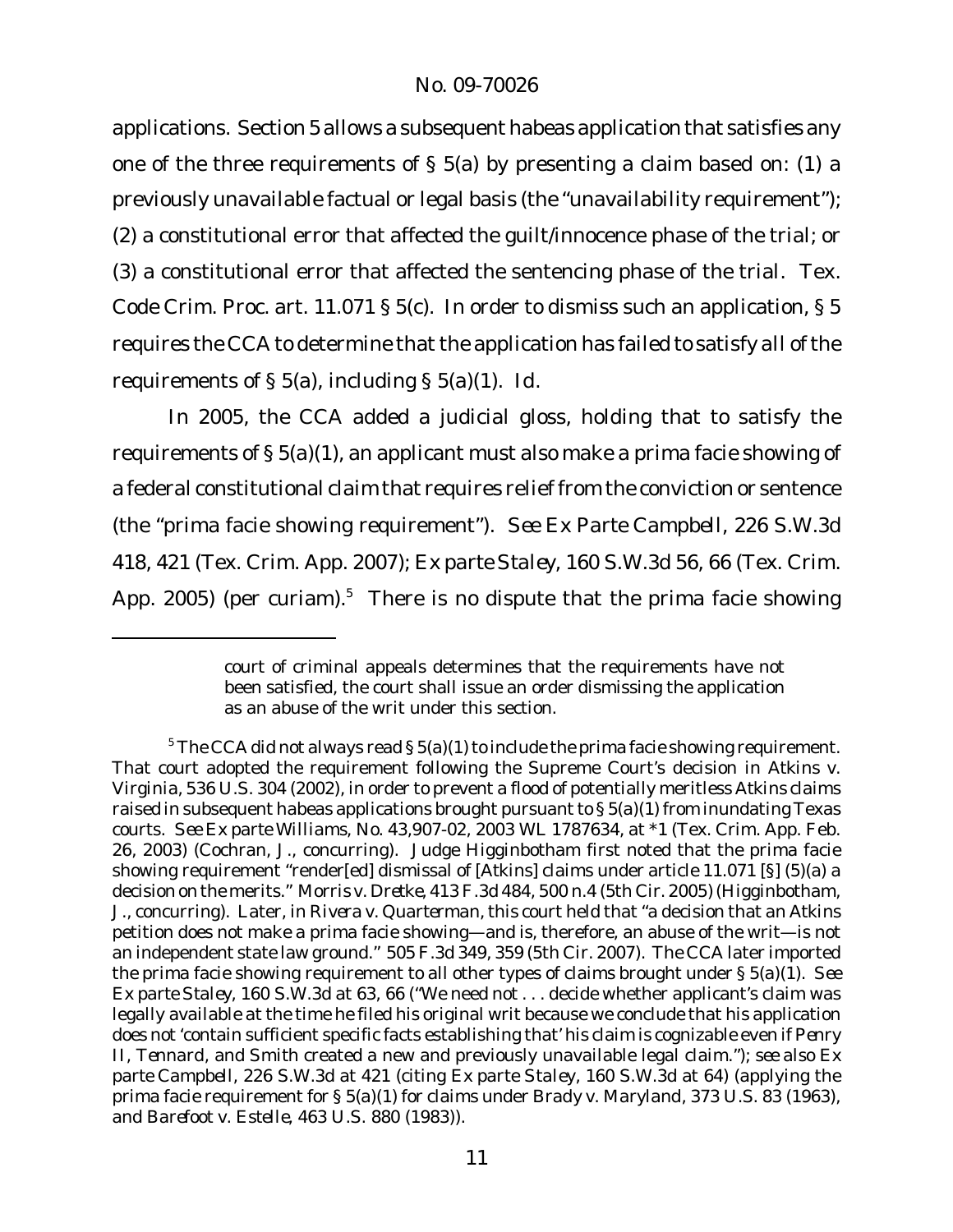applications. Section 5 allows a subsequent habeas application that satisfies any one of the three requirements of § 5(a) by presenting a claim based on: (1) a previously unavailable factual or legal basis (the "unavailability requirement"); (2) a constitutional error that affected the guilt/innocence phase of the trial; or (3) a constitutional error that affected the sentencing phase of the trial. Tex. Code Crim. Proc. art. 11.071 § 5(c). In order to dismiss such an application, § 5 requires the CCA to determine that the application has failed to satisfy *all* of the requirements of § 5(a), including § 5(a)(1). *Id.*

In 2005, the CCA added a judicial gloss, holding that to satisfy the requirements of § 5(a)(1), an applicant must also make a prima facie showing of a federal constitutional claim that requires relief from the conviction or sentence (the "prima facie showing requirement"). *See Ex Parte Campbell*, 226 S.W.3d 418, 421 (Tex. Crim. App. 2007); *Ex parte Staley*, 160 S.W.3d 56, 66 (Tex. Crim. App. 2005) (per curiam).[5] There is no dispute that the prima facie showing

---

> court of criminal appeals determines that the requirements have not been satisfied, the court shall issue an order dismissing the application as an abuse of the writ under this section.

[5] The CCA did not always read § 5(a)(1) to include the prima facie showing requirement. That court adopted the requirement following the Supreme Court's decision in *Atkins v. Virginia*, 536 U.S. 304 (2002), in order to prevent a flood of potentially meritless *Atkins* claims raised in subsequent habeas applications brought pursuant to § 5(a)(1) from inundating Texas courts. *See Ex parte Williams*, No. 43,907-02, 2003 WL 1787634, at *1 (Tex. Crim. App. Feb. 26, 2003) (Cochran, J., concurring). Judge Higginbotham first noted that the prima facie showing requirement "render[ed] dismissal of [*Atkins*] claims under article 11.071 [§] (5)(a) a decision on the merits." *Morris v. Dretke*, 413 F.3d 484, 500 n.4 (5th Cir. 2005) (Higginbotham, J., concurring). Later, in *Rivera v. Quarterman*, this court held that "a decision that an *Atkins* petition does not make a prima facie showing—and is, therefore, an abuse of the writ—is not an independent state law ground." 505 F.3d 349, 359 (5th Cir. 2007). The CCA later imported the prima facie showing requirement to all other types of claims brought under § 5(a)(1). *See Ex parte Staley*, 160 S.W.3d at 63, 66 ("We need not . . . decide whether applicant's claim was legally available at the time he filed his original writ because we conclude that his application does not 'contain sufficient specific facts establishing that' his claim is cognizable even if *Penry II*, *Tennard*, and *Smith* created a new and previously unavailable legal claim."); *see also Ex parte Campbell*, 226 S.W.3d at 421 (citing *Ex parte Staley*, 160 S.W.3d at 64) (applying the prima facie requirement for § 5(a)(1) for claims under *Brady v. Maryland*, 373 U.S. 83 (1963), and *Barefoot v. Estelle*, 463 U.S. 880 (1983)).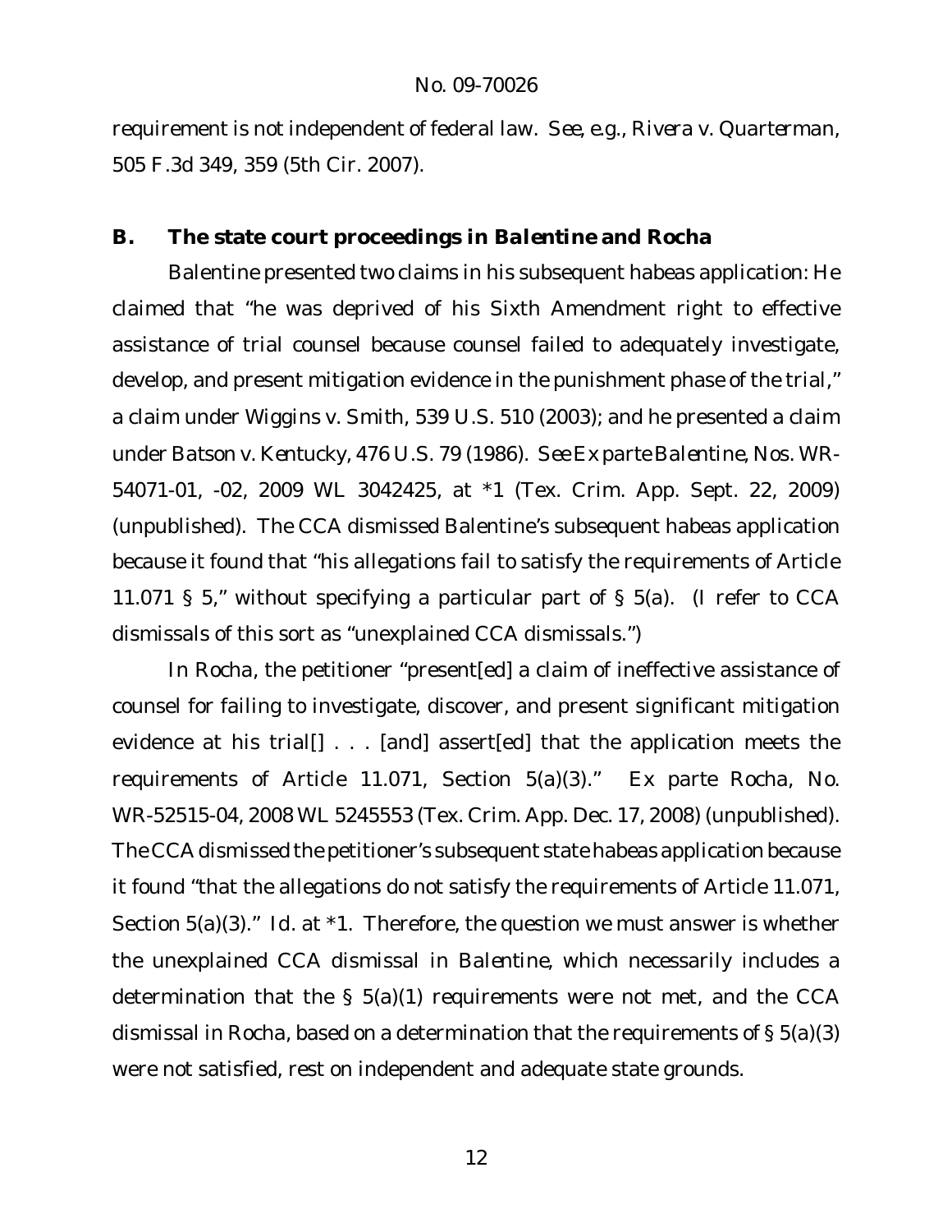requirement is not independent of federal law. *See, e.g.*, *Rivera v. Quarterman*, 505 F.3d 349, 359 (5th Cir. 2007).

## B. The state court proceedings in *Balentine* and *Rocha*

Balentine presented two claims in his subsequent habeas application: He claimed that "he was deprived of his Sixth Amendment right to effective assistance of trial counsel because counsel failed to adequately investigate, develop, and present mitigation evidence in the punishment phase of the trial," a claim under *Wiggins v. Smith*, 539 U.S. 510 (2003); and he presented a claim under *Batson v. Kentucky*, 476 U.S. 79 (1986). *See Ex parte Balentine*, Nos. WR-54071-01, -02, 2009 WL 3042425, at *1 (Tex. Crim. App. Sept. 22, 2009) (unpublished). The CCA dismissed Balentine's subsequent habeas application because it found that "his allegations fail to satisfy the requirements of Article 11.071 § 5," without specifying a particular part of § 5(a). (I refer to CCA dismissals of this sort as "unexplained CCA dismissals.")

In *Rocha*, the petitioner "present[ed] a claim of ineffective assistance of counsel for failing to investigate, discover, and present significant mitigation evidence at his trial[] . . . [and] assert[ed] that the application meets the requirements of Article 11.071, Section 5(a)(3)." *Ex parte Rocha*, No. WR-52515-04, 2008 WL 5245553 (Tex. Crim. App. Dec. 17, 2008) (unpublished). The CCA dismissed the petitioner's subsequent state habeas application because it found "that the allegations do not satisfy the requirements of Article 11.071, Section 5(a)(3)." *Id.* at *1. Therefore, the question we must answer is whether the unexplained CCA dismissal in *Balentine*, which necessarily includes a determination that the § 5(a)(1) requirements were not met, and the CCA dismissal in *Rocha*, based on a determination that the requirements of § 5(a)(3) were not satisfied, rest on independent and adequate state grounds.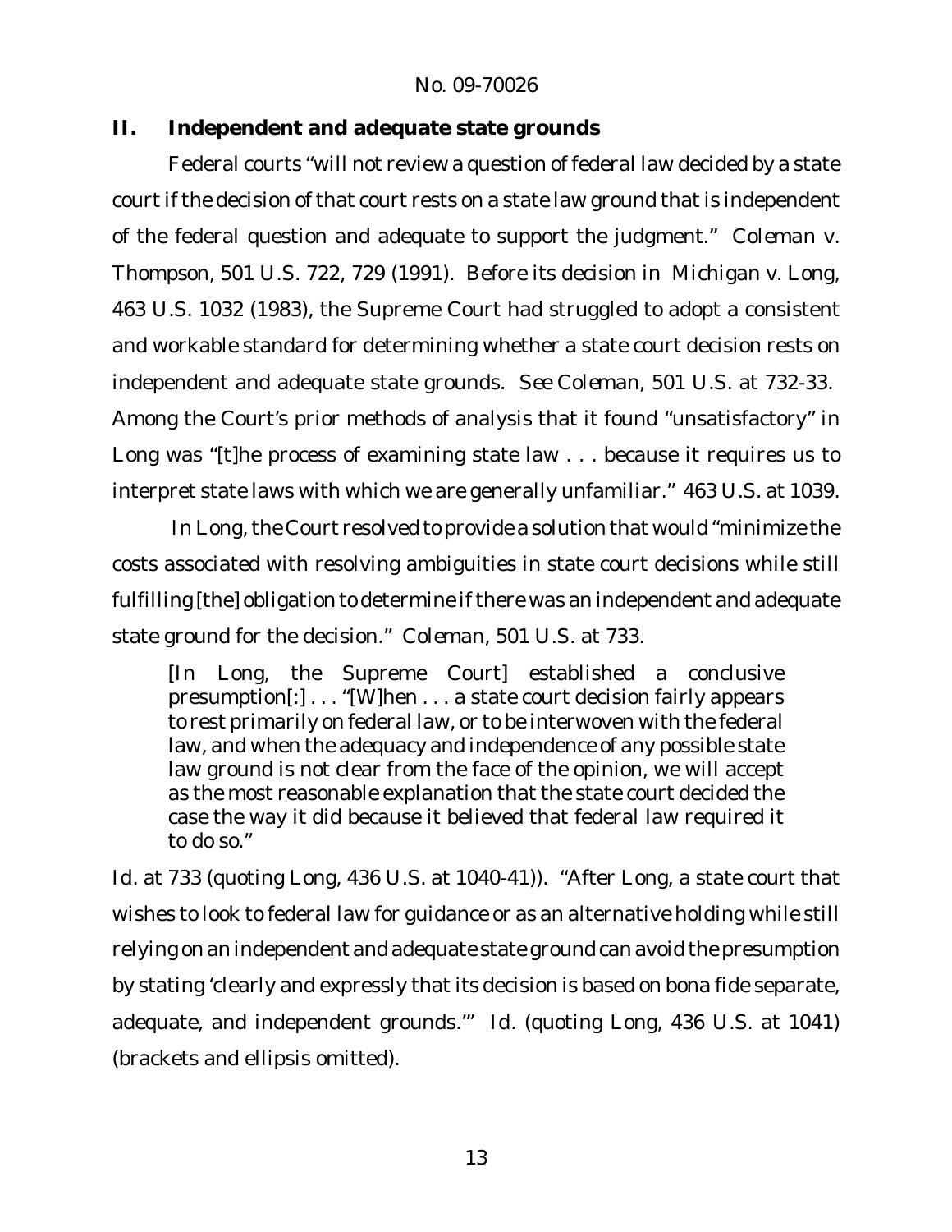## II. Independent and adequate state grounds

Federal courts "will not review a question of federal law decided by a state court if the decision of that court rests on a state law ground that is independent of the federal question and adequate to support the judgment." *Coleman v. Thompson*, 501 U.S. 722, 729 (1991). Before its decision in *Michigan v. Long*, 463 U.S. 1032 (1983), the Supreme Court had struggled to adopt a consistent and workable standard for determining whether a state court decision rests on independent and adequate state grounds. *See Coleman*, 501 U.S. at 732-33. Among the Court's prior methods of analysis that it found "unsatisfactory" in *Long* was "[t]he process of examining state law . . . because it requires us to interpret state laws with which we are generally unfamiliar." 463 U.S. at 1039.

In *Long*, the Court resolved to provide a solution that would "minimize the costs associated with resolving ambiguities in state court decisions while still fulfilling [the] obligation to determine if there was an independent and adequate state ground for the decision." *Coleman*, 501 U.S. at 733.

> [In *Long*, the Supreme Court] established a conclusive presumption[:] . . . "[W]hen . . . a state court decision fairly appears to rest primarily on federal law, or to be interwoven with the federal law, and when the adequacy and independence of any possible state law ground is not clear from the face of the opinion, we will accept as the most reasonable explanation that the state court decided the case the way it did because it believed that federal law required it to do so."

*Id.* at 733 (quoting *Long*, 436 U.S. at 1040-41)). "After *Long*, a state court that wishes to look to federal law for guidance or as an alternative holding while still relying on an independent and adequate state ground can avoid the presumption by stating 'clearly and expressly that its decision is based on bona fide separate, adequate, and independent grounds.'" *Id.* (quoting *Long*, 436 U.S. at 1041) (brackets and ellipsis omitted).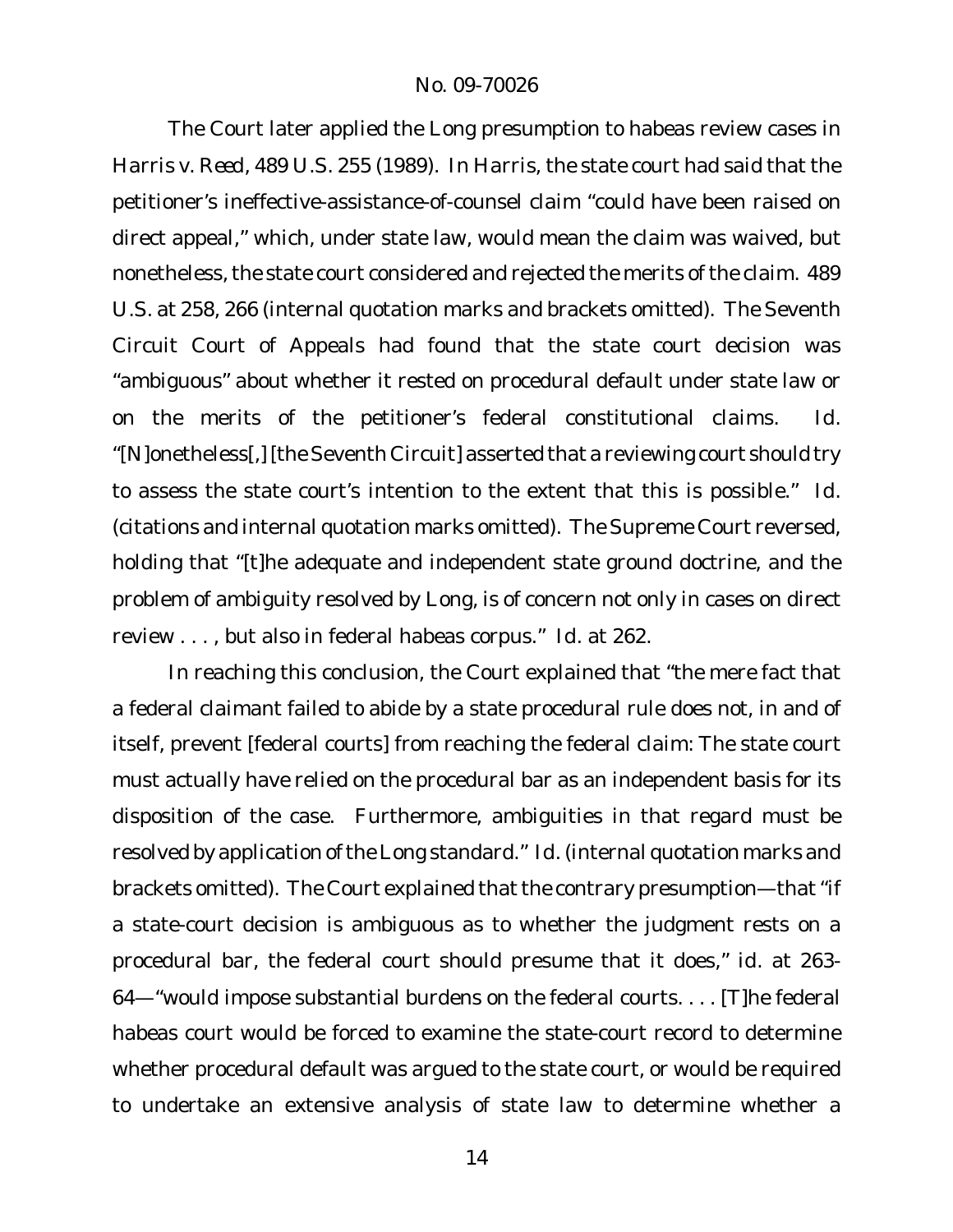The Court later applied the *Long* presumption to habeas review cases in *Harris v. Reed*, 489 U.S. 255 (1989). In *Harris*, the state court had said that the petitioner's ineffective-assistance-of-counsel claim "could have been raised on direct appeal," which, under state law, would mean the claim was waived, but nonetheless, the state court considered and rejected the merits of the claim. 489 U.S. at 258, 266 (internal quotation marks and brackets omitted). The Seventh Circuit Court of Appeals had found that the state court decision was "ambiguous" about whether it rested on procedural default under state law or on the merits of the petitioner's federal constitutional claims. *Id.* "[N]onetheless[,] [the Seventh Circuit] asserted that a reviewing court should try to assess the state court's intention to the extent that this is possible." *Id.* (citations and internal quotation marks omitted). The Supreme Court reversed, holding that "[t]he adequate and independent state ground doctrine, and the problem of ambiguity resolved by *Long*, is of concern not only in cases on direct review . . . , but also in federal habeas corpus." *Id.* at 262.

In reaching this conclusion, the Court explained that "the mere fact that a federal claimant failed to abide by a state procedural rule does not, in and of itself, prevent [federal courts] from reaching the federal claim: The state court must actually have relied on the procedural bar as an independent basis for its disposition of the case. Furthermore, ambiguities in that regard must be resolved by application of the *Long* standard." *Id.* (internal quotation marks and brackets omitted). The Court explained that the contrary presumption—that "if a state-court decision is ambiguous as to whether the judgment rests on a procedural bar, the federal court should presume that it does," *id.* at 263-64—"would impose substantial burdens on the federal courts. . . . [T]he federal habeas court would be forced to examine the state-court record to determine whether procedural default was argued to the state court, or would be required to undertake an extensive analysis of state law to determine whether a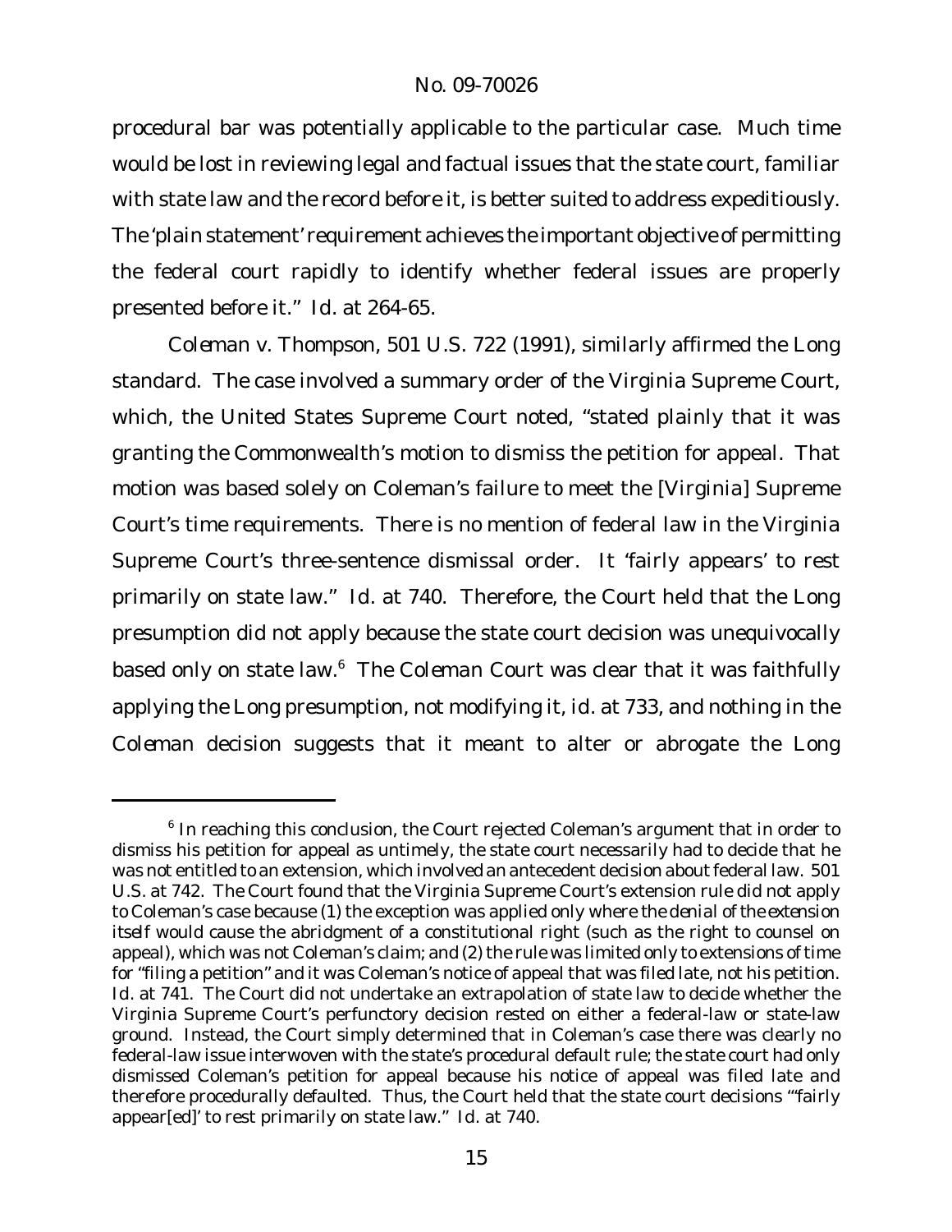procedural bar was potentially applicable to the particular case. Much time would be lost in reviewing legal and factual issues that the state court, familiar with state law and the record before it, is better suited to address expeditiously. The 'plain statement' requirement achieves the important objective of permitting the federal court rapidly to identify whether federal issues are properly presented before it." *Id.* at 264-65.

*Coleman v. Thompson*, 501 U.S. 722 (1991), similarly affirmed the *Long* standard. The case involved a summary order of the Virginia Supreme Court, which, the United States Supreme Court noted, "stated plainly that it was granting the Commonwealth's motion to dismiss the petition for appeal. That motion was based solely on Coleman's failure to meet the [Virginia] Supreme Court's time requirements. There is no mention of federal law in the Virginia Supreme Court's three-sentence dismissal order. It 'fairly appears' to rest primarily on state law." *Id.* at 740. Therefore, the Court held that the *Long* presumption did not apply because the state court decision was unequivocally based only on state law.[6] The *Coleman* Court was clear that it was faithfully applying the *Long* presumption, not modifying it, *id.* at 733, and nothing in the *Coleman* decision suggests that it meant to alter or abrogate the *Long*

[6] In reaching this conclusion, the Court rejected Coleman's argument that in order to dismiss his petition for appeal as untimely, the state court necessarily had to decide that he was not entitled to an extension, which involved an antecedent decision about federal law. 501 U.S. at 742. The Court found that the Virginia Supreme Court's extension rule did not apply to Coleman's case because (1) the exception was applied only where the *denial of the extension itself* would cause the abridgment of a constitutional right (such as the right to counsel on appeal), which was not Coleman's claim; and (2) the rule was limited only to extensions of time for "filing a petition" and it was Coleman's notice of appeal that was filed late, not his petition. *Id.* at 741. The Court did not undertake an extrapolation of state law to decide whether the Virginia Supreme Court's perfunctory decision rested on either a federal-law or state-law ground. Instead, the Court simply determined that in Coleman's case there was clearly no federal-law issue interwoven with the state's procedural default rule; the state court had only dismissed Coleman's petition for appeal because his notice of appeal was filed late and therefore procedurally defaulted. Thus, the Court held that the state court decisions "'fairly appear[ed]' to rest primarily on state law." *Id.* at 740.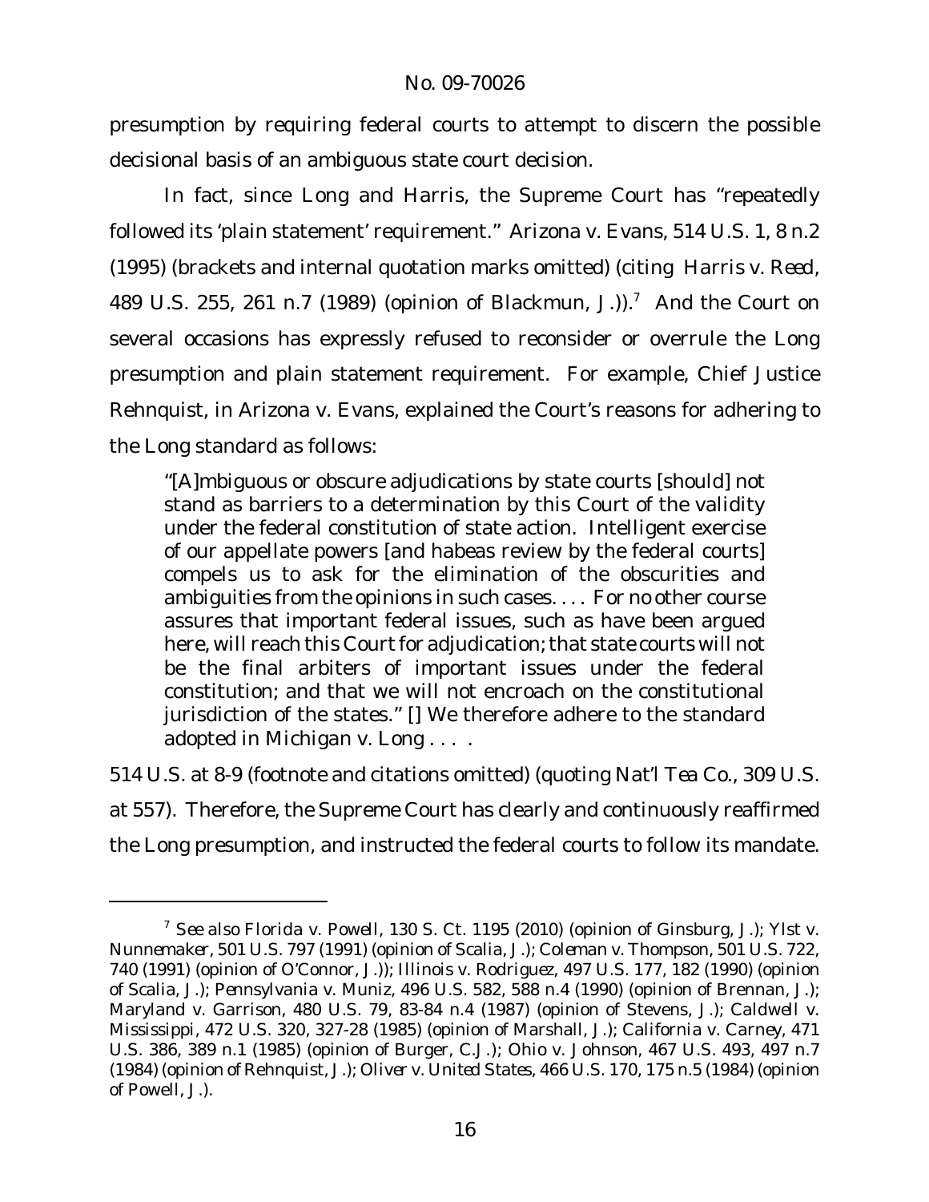presumption by requiring federal courts to attempt to discern the possible decisional basis of an ambiguous state court decision.

In fact, since *Long* and *Harris*, the Supreme Court has "repeatedly followed its 'plain statement' requirement." *Arizona v. Evans*, 514 U.S. 1, 8 n.2 (1995) (brackets and internal quotation marks omitted) (citing *Harris v. Reed*, 489 U.S. 255, 261 n.7 (1989) (opinion of Blackmun, J.)).[7] And the Court on several occasions has expressly refused to reconsider or overrule the *Long* presumption and plain statement requirement. For example, Chief Justice Rehnquist, in *Arizona v. Evans*, explained the Court's reasons for adhering to the *Long* standard as follows:

> "[A]mbiguous or obscure adjudications by state courts [should] not stand as barriers to a determination by this Court of the validity under the federal constitution of state action. Intelligent exercise of our appellate powers [and habeas review by the federal courts] compels us to ask for the elimination of the obscurities and ambiguities from the opinions in such cases. . . . For no other course assures that important federal issues, such as have been argued here, will reach this Court for adjudication; that state courts will not be the final arbiters of important issues under the federal constitution; and that we will not encroach on the constitutional jurisdiction of the states." [] We therefore adhere to the standard adopted in *Michigan v. Long* . . . .

514 U.S. at 8-9 (footnote and citations omitted) (quoting *Nat'l Tea Co.*, 309 U.S. at 557). Therefore, the Supreme Court has clearly and continuously reaffirmed the *Long* presumption, and instructed the federal courts to follow its mandate.

---

[7] *See also* *Florida v. Powell*, 130 S. Ct. 1195 (2010) (opinion of Ginsburg, J.); *Ylst v. Nunnemaker*, 501 U.S. 797 (1991) (opinion of Scalia, J.); *Coleman v. Thompson*, 501 U.S. 722, 740 (1991) (opinion of O'Connor, J.)); *Illinois v. Rodriguez*, 497 U.S. 177, 182 (1990) (opinion of Scalia, J.); *Pennsylvania v. Muniz*, 496 U.S. 582, 588 n.4 (1990) (opinion of Brennan, J.); *Maryland v. Garrison*, 480 U.S. 79, 83-84 n.4 (1987) (opinion of Stevens, J.); *Caldwell v. Mississippi*, 472 U.S. 320, 327-28 (1985) (opinion of Marshall, J.); *California v. Carney*, 471 U.S. 386, 389 n.1 (1985) (opinion of Burger, C.J.); *Ohio v. Johnson*, 467 U.S. 493, 497 n.7 (1984) (opinion of Rehnquist, J.); *Oliver v. United States*, 466 U.S. 170, 175 n.5 (1984) (opinion of Powell, J.).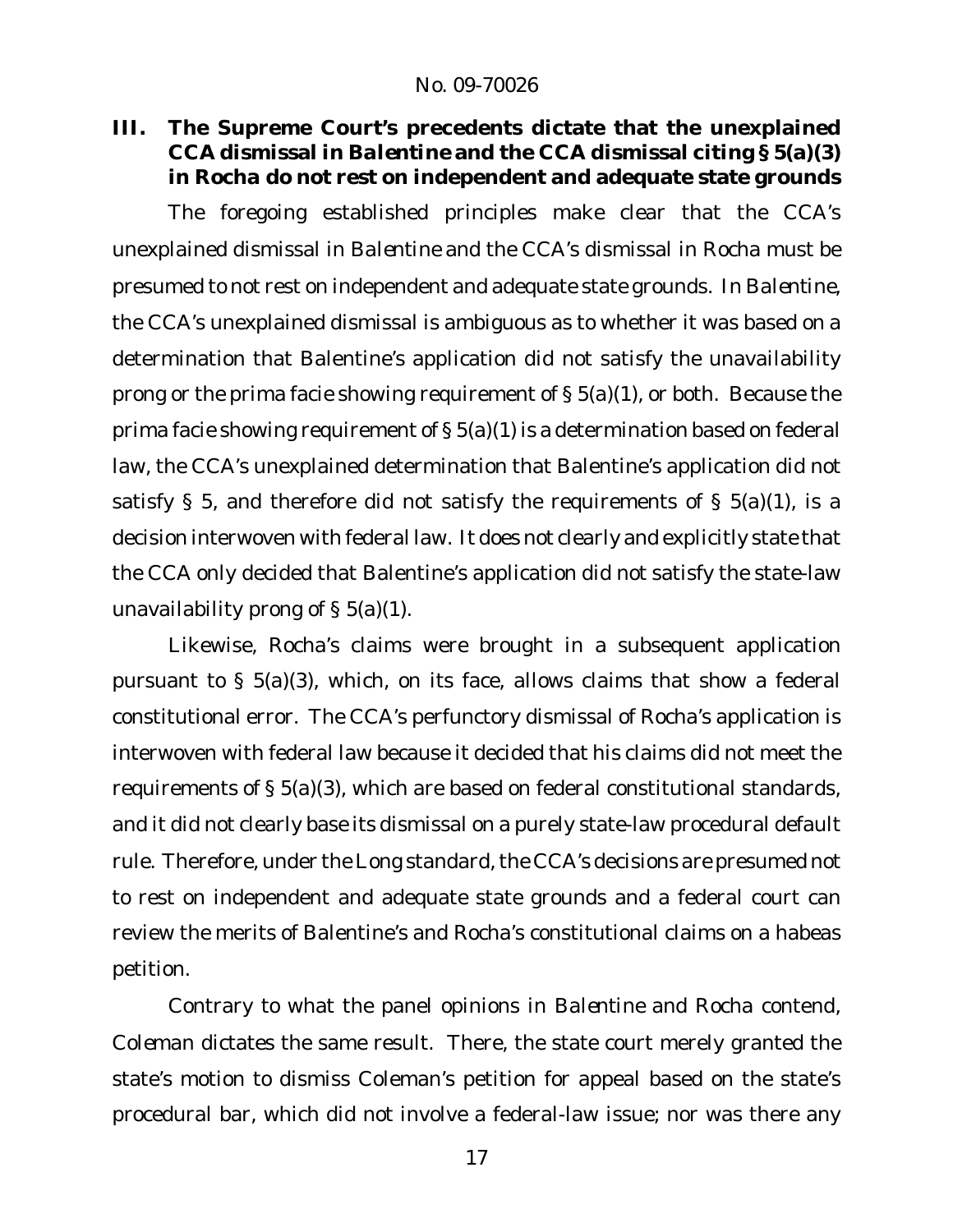## III. The Supreme Court's precedents dictate that the unexplained CCA dismissal in *Balentine* and the CCA dismissal citing § 5(a)(3) in *Rocha* do not rest on independent and adequate state grounds

The foregoing established principles make clear that the CCA's unexplained dismissal in *Balentine* and the CCA's dismissal in *Rocha* must be presumed to not rest on independent and adequate state grounds. In *Balentine*, the CCA's unexplained dismissal is ambiguous as to whether it was based on a determination that Balentine's application did not satisfy the unavailability prong or the prima facie showing requirement of § 5(a)(1), or both. Because the prima facie showing requirement of § 5(a)(1) is a determination based on federal law, the CCA's unexplained determination that Balentine's application did not satisfy § 5, and therefore did not satisfy the requirements of § 5(a)(1), is a decision interwoven with federal law. It does not clearly and explicitly state that the CCA only decided that Balentine's application did not satisfy the state-law unavailability prong of § 5(a)(1).

Likewise, Rocha's claims were brought in a subsequent application pursuant to § 5(a)(3), which, on its face, allows claims that show a federal constitutional error. The CCA's perfunctory dismissal of Rocha's application is interwoven with federal law because it decided that his claims did not meet the requirements of § 5(a)(3), which are based on federal constitutional standards, and it did not clearly base its dismissal on a purely state-law procedural default rule. Therefore, under the *Long* standard, the CCA's decisions are presumed not to rest on independent and adequate state grounds and a federal court can review the merits of Balentine's and Rocha's constitutional claims on a habeas petition.

Contrary to what the panel opinions in *Balentine* and *Rocha* contend, *Coleman* dictates the same result. There, the state court merely granted the state's motion to dismiss Coleman's petition for appeal based on the state's procedural bar, which did not involve a federal-law issue; nor was there any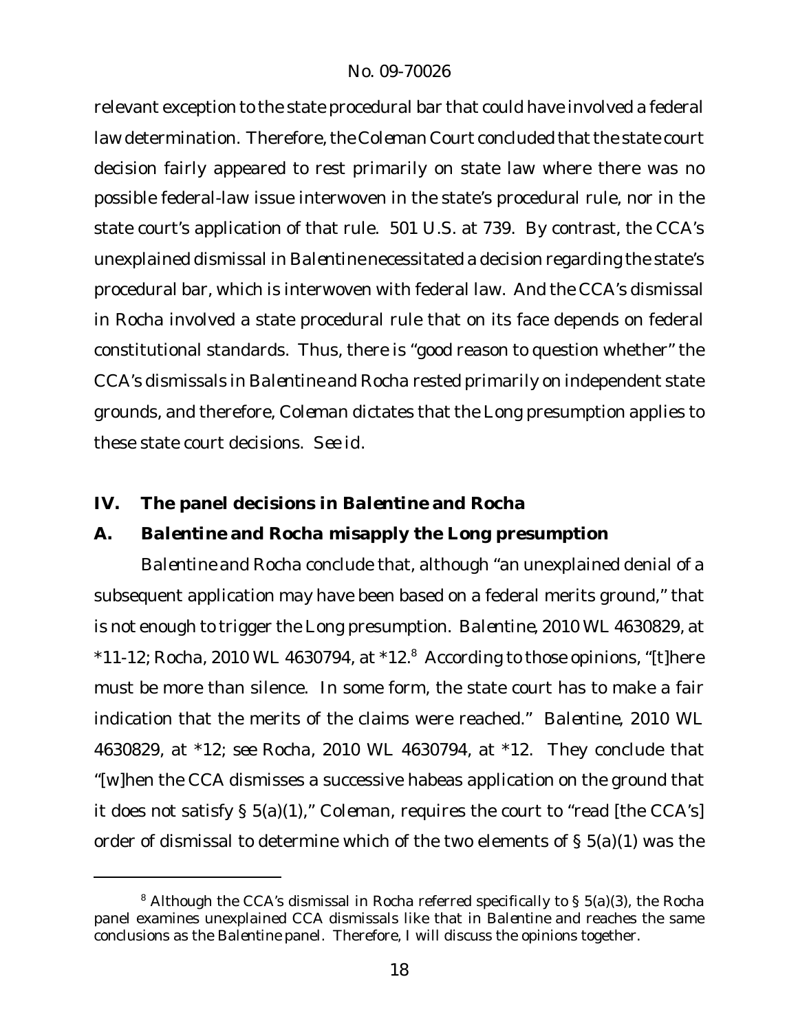relevant exception to the state procedural bar that could have involved a federal law determination. Therefore, the *Coleman* Court concluded that the state court decision fairly appeared to rest primarily on state law where there was no possible federal-law issue interwoven in the state's procedural rule, nor in the state court's application of that rule. 501 U.S. at 739. By contrast, the CCA's unexplained dismissal in *Balentine* necessitated a decision regarding the state's procedural bar, which is interwoven with federal law. And the CCA's dismissal in *Rocha* involved a state procedural rule that on its face depends on federal constitutional standards. Thus, there is "good reason to question whether" the CCA's dismissals in *Balentine* and *Rocha* rested primarily on independent state grounds, and therefore, *Coleman* dictates that the *Long* presumption applies to these state court decisions. *See id.*

## IV. The panel decisions in *Balentine* and *Rocha*

### A. *Balentine* and *Rocha* misapply the *Long* presumption

*Balentine* and *Rocha* conclude that, although "an unexplained denial of a subsequent application may have been based on a federal merits ground," that is not enough to trigger the *Long* presumption. *Balentine*, 2010 WL 4630829, at *11-12; *Rocha*, 2010 WL 4630794, at *12.[8] According to those opinions, "[t]here must be more than silence. In some form, the state court has to make a fair indication that the merits of the claims were reached." *Balentine*, 2010 WL 4630829, at *12; *see Rocha*, 2010 WL 4630794, at *12. They conclude that "[w]hen the CCA dismisses a successive habeas application on the ground that it does not satisfy § 5(a)(1)," *Coleman*, requires the court to "read [the CCA's] order of dismissal to determine which of the two elements of § 5(a)(1) was the

---

[8] Although the CCA's dismissal in *Rocha* referred specifically to § 5(a)(3), the *Rocha* panel examines unexplained CCA dismissals like that in *Balentine* and reaches the same conclusions as the *Balentine* panel. Therefore, I will discuss the opinions together.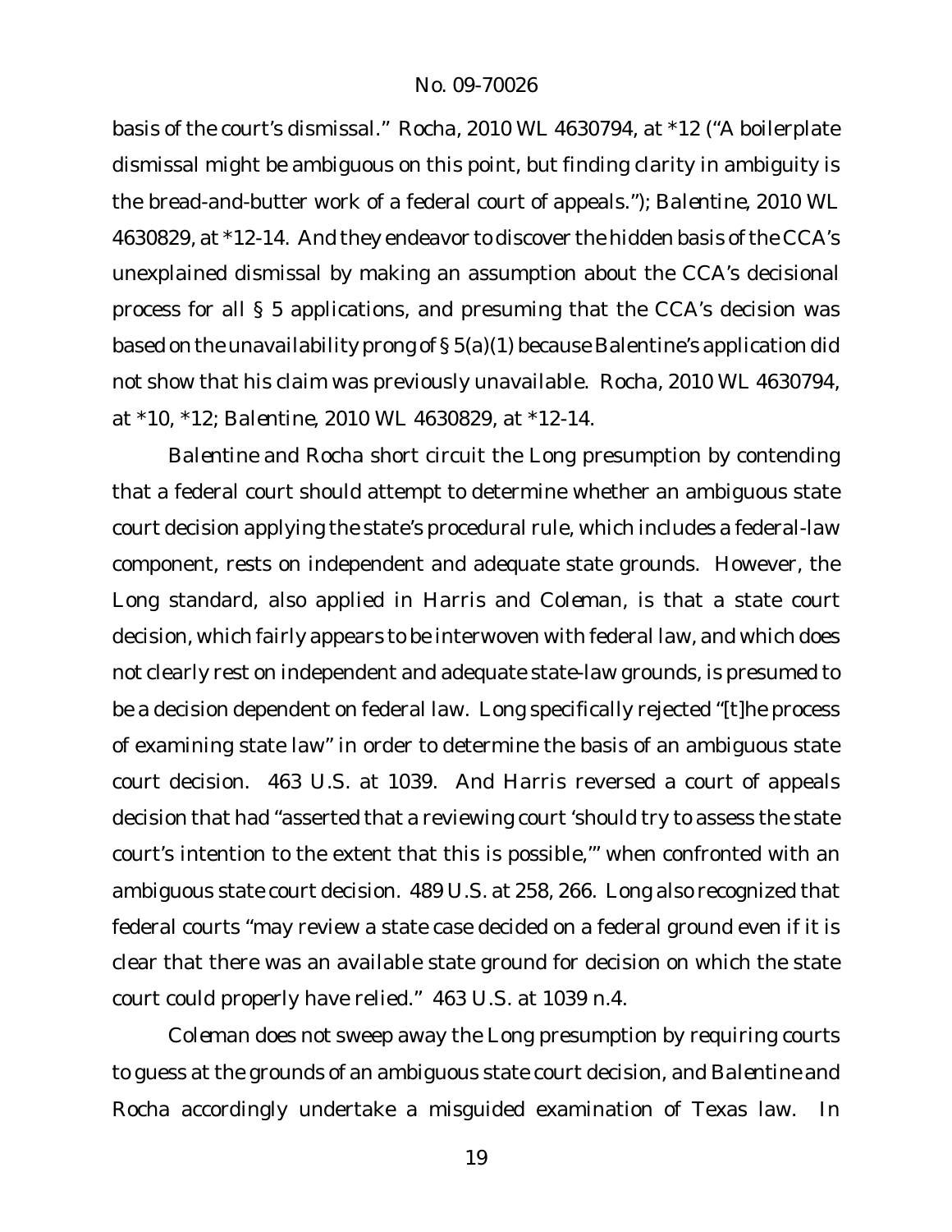basis of the court's dismissal." *Rocha*, 2010 WL 4630794, at *12 ("A boilerplate dismissal might be ambiguous on this point, but finding clarity in ambiguity is the bread-and-butter work of a federal court of appeals."); *Balentine*, 2010 WL 4630829, at *12-14. And they endeavor to discover the hidden basis of the CCA's unexplained dismissal by making an assumption about the CCA's decisional process for all § 5 applications, and presuming that the CCA's decision was based on the unavailability prong of § 5(a)(1) because Balentine's application did not show that his claim was previously unavailable. *Rocha*, 2010 WL 4630794, at *10, *12; *Balentine*, 2010 WL 4630829, at *12-14.

*Balentine* and *Rocha* short circuit the *Long* presumption by contending that a federal court should attempt to determine whether an ambiguous state court decision applying the state's procedural rule, which includes a federal-law component, rests on independent and adequate state grounds. However, the *Long* standard, also applied in *Harris* and *Coleman*, is that a state court decision, which fairly appears to be interwoven with federal law, and which does not clearly rest on independent and adequate state-law grounds, is presumed to be a decision dependent on federal law. *Long* specifically rejected "[t]he process of examining state law" in order to determine the basis of an ambiguous state court decision. 463 U.S. at 1039. And *Harris* reversed a court of appeals decision that had "asserted that a reviewing court 'should try to assess the state court's intention to the extent that this is possible,'" when confronted with an ambiguous state court decision. 489 U.S. at 258, 266. *Long* also recognized that federal courts "may review a state case decided on a federal ground even if it is clear that there was an available state ground for decision on which the state court could properly have relied." 463 U.S. at 1039 n.4.

*Coleman* does not sweep away the *Long* presumption by requiring courts to guess at the grounds of an ambiguous state court decision, and *Balentine* and *Rocha* accordingly undertake a misguided examination of Texas law. In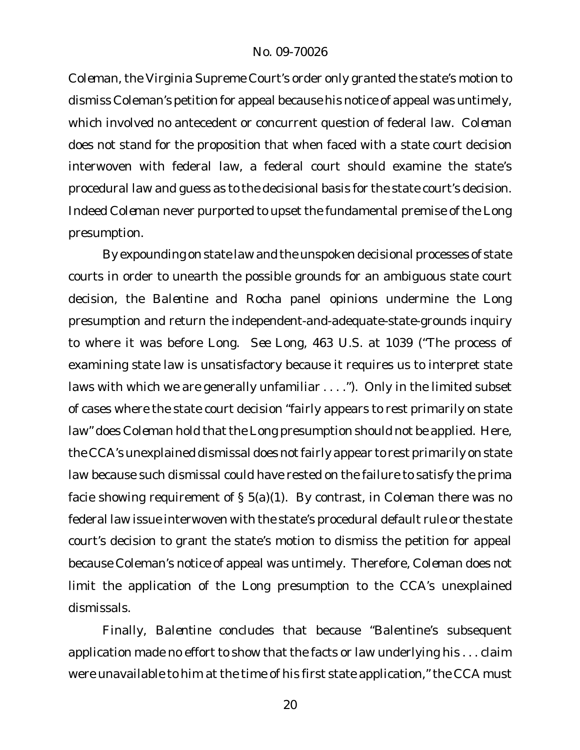*Coleman*, the Virginia Supreme Court's order only granted the state's motion to dismiss Coleman's petition for appeal because his notice of appeal was untimely, which involved no antecedent or concurrent question of federal law. *Coleman* does not stand for the proposition that when faced with a state court decision interwoven with federal law, a federal court should examine the state's procedural law and guess as to the decisional basis for the state court's decision. Indeed *Coleman* never purported to upset the fundamental premise of the *Long* presumption.

By expounding on state law and the unspoken decisional processes of state courts in order to unearth the possible grounds for an ambiguous state court decision, the *Balentine* and *Rocha* panel opinions undermine the *Long* presumption and return the independent-and-adequate-state-grounds inquiry to where it was before *Long*. *See Long*, 463 U.S. at 1039 ("The process of examining state law is unsatisfactory because it requires us to interpret state laws with which we are generally unfamiliar . . . ."). Only in the limited subset of cases where the state court decision "fairly appears to rest primarily on state law" does *Coleman* hold that the *Long* presumption should not be applied. Here, the CCA's unexplained dismissal does not fairly appear to rest primarily on state law because such dismissal could have rested on the failure to satisfy the prima facie showing requirement of § 5(a)(1). By contrast, in *Coleman* there was no federal law issue interwoven with the state's procedural default rule or the state court's decision to grant the state's motion to dismiss the petition for appeal because Coleman's notice of appeal was untimely. Therefore, *Coleman* does not limit the application of the *Long* presumption to the CCA's unexplained dismissals.

Finally, *Balentine* concludes that because "Balentine's subsequent application made no effort to show that the facts or law underlying his . . . claim were unavailable to him at the time of his first state application," the CCA must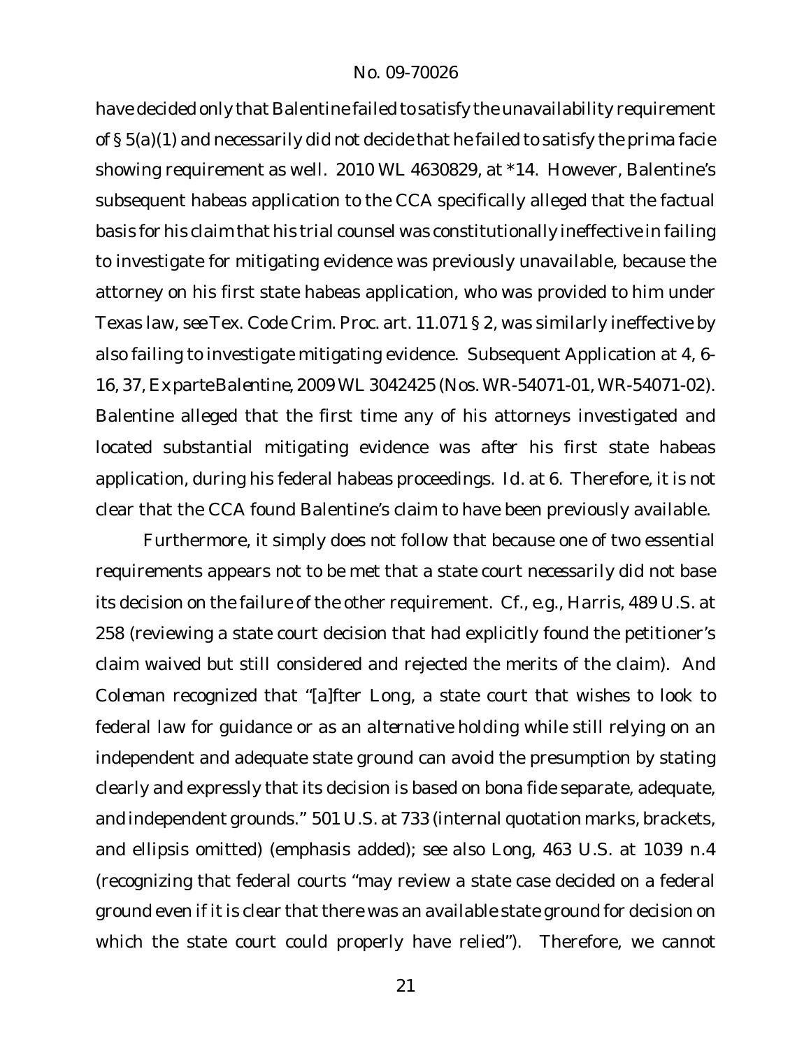have decided only that Balentine failed to satisfy the unavailability requirement of § 5(a)(1) and necessarily did not decide that he failed to satisfy the prima facie showing requirement as well. 2010 WL 4630829, at *14. However, Balentine's subsequent habeas application to the CCA specifically alleged that the factual basis for his claim that his trial counsel was constitutionally ineffective in failing to investigate for mitigating evidence was previously unavailable, because the attorney on his first state habeas application, who was provided to him under Texas law, *see* Tex. Code Crim. Proc. art. 11.071 § 2, was similarly ineffective by also failing to investigate mitigating evidence. Subsequent Application at 4, 6-16, 37, *Ex parte Balentine*, 2009 WL 3042425 (Nos. WR-54071-01, WR-54071-02). Balentine alleged that the first time any of his attorneys investigated and located substantial mitigating evidence was *after* his first state habeas application, during his federal habeas proceedings. *Id.* at 6. Therefore, it is not clear that the CCA found Balentine's claim to have been previously available.

Furthermore, it simply does not follow that because one of two essential requirements appears not to be met that a state court *necessarily* did not base its decision on the failure of the other requirement. *Cf., e.g.*, *Harris*, 489 U.S. at 258 (reviewing a state court decision that had explicitly found the petitioner's claim waived but still considered and rejected the merits of the claim). And *Coleman* recognized that "[a]fter *Long*, a state court that wishes to look to federal law for guidance or *as an alternative holding* while still relying on an independent and adequate state ground can avoid the presumption by stating clearly and expressly that its decision is based on bona fide separate, adequate, and independent grounds." 501 U.S. at 733 (internal quotation marks, brackets, and ellipsis omitted) (emphasis added); *see also Long*, 463 U.S. at 1039 n.4 (recognizing that federal courts "may review a state case decided on a federal ground even if it is clear that there was an available state ground for decision on which the state court could properly have relied"). Therefore, we cannot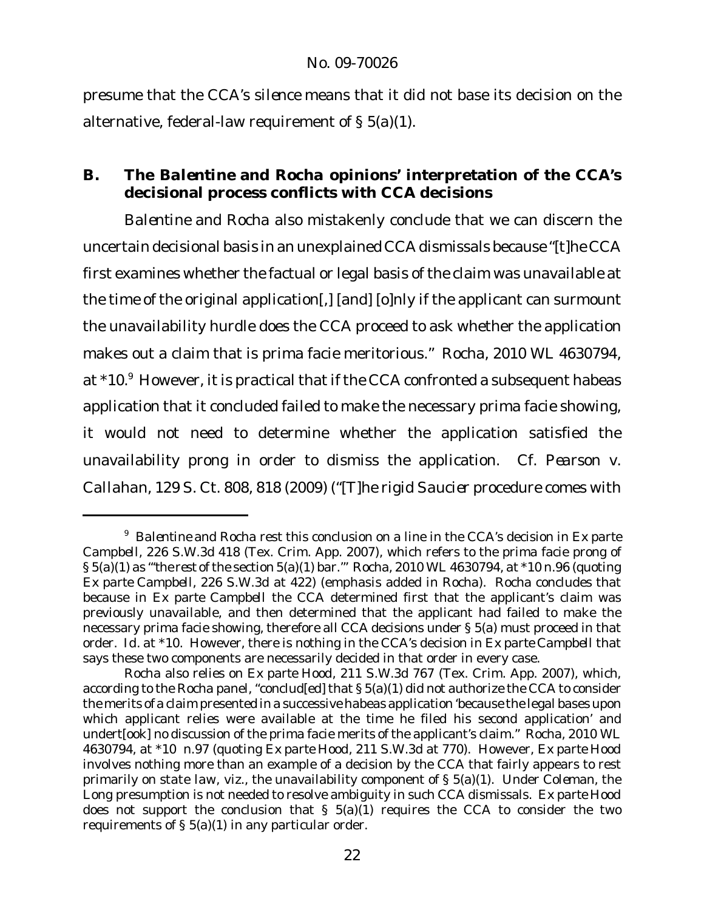presume that the CCA's *silence* means that it did not base its decision on the alternative, federal-law requirement of § 5(a)(1).

## B. The *Balentine* and *Rocha* opinions' interpretation of the CCA's decisional process conflicts with CCA decisions

*Balentine* and *Rocha* also mistakenly conclude that we can discern the uncertain decisional basis in an unexplained CCA dismissals because "[t]he CCA first examines whether the factual or legal basis of the claim was unavailable at the time of the original application[,] [and] [o]nly if the applicant can surmount the unavailability hurdle does the CCA proceed to ask whether the application makes out a claim that is prima facie meritorious." *Rocha*, 2010 WL 4630794, at *10.[9] However, it is practical that if the CCA confronted a subsequent habeas application that it concluded failed to make the necessary prima facie showing, it would not need to determine whether the application satisfied the unavailability prong in order to dismiss the application. *Cf. Pearson v. Callahan*, 129 S. Ct. 808, 818 (2009) ("[T]he rigid *Saucier* procedure comes with

---

[9] *Balentine* and *Rocha* rest this conclusion on a line in the CCA's decision in *Ex parte Campbell*, 226 S.W.3d 418 (Tex. Crim. App. 2007), which refers to the prima facie prong of § 5(a)(1) as "'the *rest* of the section 5(a)(1) bar.'" *Rocha*, 2010 WL 4630794, at *10 n.96 (quoting *Ex parte Campbell*, 226 S.W.3d at 422) (emphasis added in *Rocha*). *Rocha* concludes that because in *Ex parte Campbell* the CCA determined first that the applicant's claim was previously unavailable, and then determined that the applicant had failed to make the necessary prima facie showing, therefore all CCA decisions under § 5(a) must proceed in that order. *Id.* at *10. However, there is nothing in the CCA's decision in *Ex parte Campbell* that says these two components are necessarily decided in that order in every case.

*Rocha* also relies on *Ex parte Hood*, 211 S.W.3d 767 (Tex. Crim. App. 2007), which, according to the *Rocha* panel, "conclud[ed] that § 5(a)(1) did not authorize the CCA to consider the merits of a claim presented in a successive habeas application 'because the legal bases upon which applicant relies were available at the time he filed his second application' and undert[ook] no discussion of the prima facie merits of the applicant's claim." *Rocha*, 2010 WL 4630794, at *10 n.97 (quoting *Ex parte Hood*, 211 S.W.3d at 770). However, *Ex parte Hood* involves nothing more than an example of a decision by the CCA that fairly appears to rest primarily on state law, viz., the unavailability component of § 5(a)(1). Under *Coleman*, the *Long* presumption is not needed to resolve ambiguity in such CCA dismissals. *Ex parte Hood* does not support the conclusion that § 5(a)(1) requires the CCA to consider the two requirements of § 5(a)(1) in any particular order.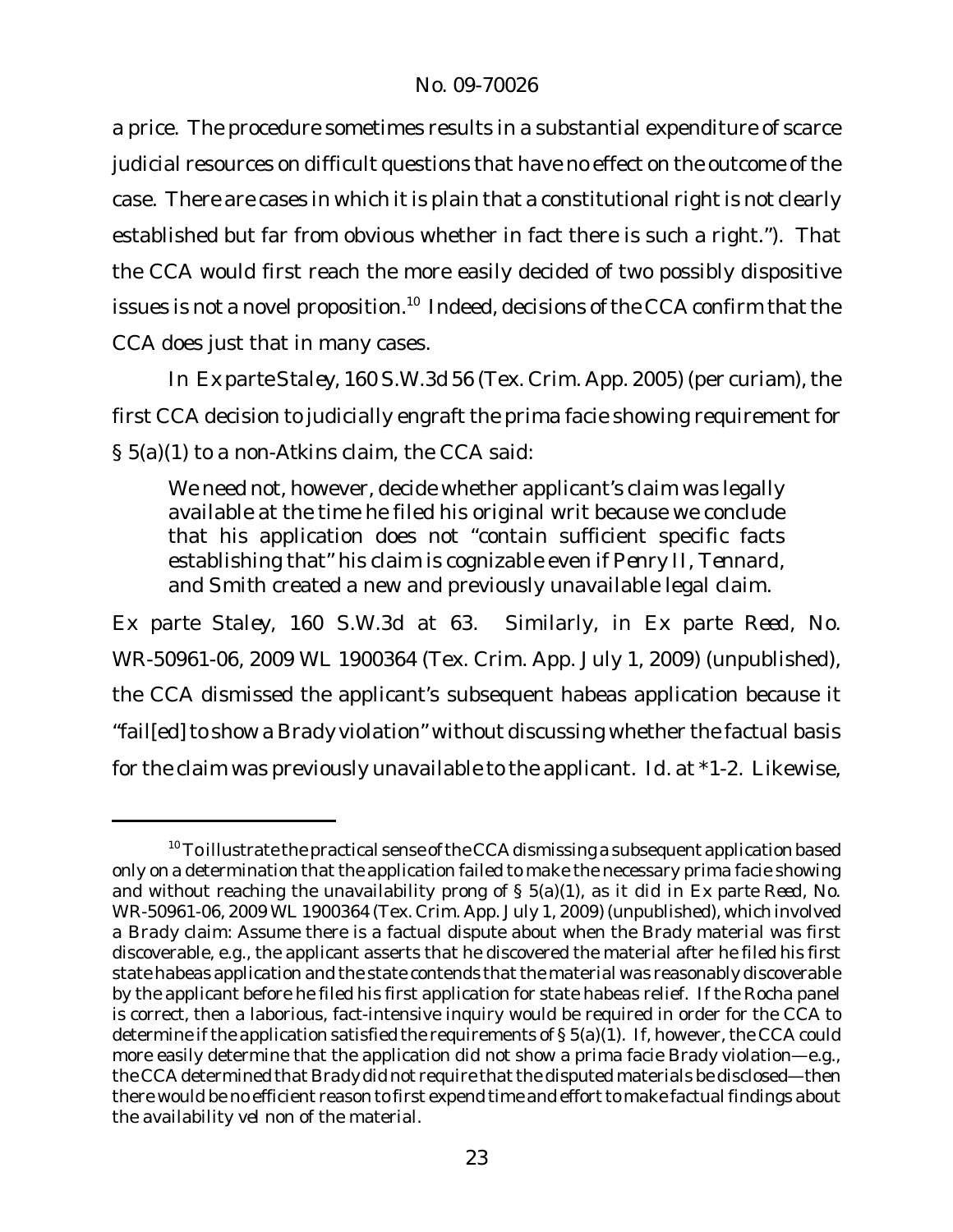a price. The procedure sometimes results in a substantial expenditure of scarce judicial resources on difficult questions that have no effect on the outcome of the case. There are cases in which it is plain that a constitutional right is not clearly established but far from obvious whether in fact there is such a right."). That the CCA would first reach the more easily decided of two possibly dispositive issues is not a novel proposition.[10] Indeed, decisions of the CCA confirm that the CCA does just that in many cases.

In *Ex parte Staley*, 160 S.W.3d 56 (Tex. Crim. App. 2005) (per curiam), the first CCA decision to judicially engraft the prima facie showing requirement for § 5(a)(1) to a non-*Atkins* claim, the CCA said:

> We need not, however, decide whether applicant's claim was legally available at the time he filed his original writ because we conclude that his application does not "contain sufficient specific facts establishing that" his claim is cognizable even if *Penry II*, *Tennard*, and *Smith* created a new and previously unavailable legal claim.

*Ex parte Staley*, 160 S.W.3d at 63. Similarly, in *Ex parte Reed*, No. WR-50961-06, 2009 WL 1900364 (Tex. Crim. App. July 1, 2009) (unpublished), the CCA dismissed the applicant's subsequent habeas application because it "fail[ed] to show a *Brady* violation" without discussing whether the factual basis for the claim was previously unavailable to the applicant. *Id.* at *1-2. Likewise,

---

[10] To illustrate the practical sense of the CCA dismissing a subsequent application based only on a determination that the application failed to make the necessary prima facie showing and without reaching the unavailability prong of § 5(a)(1), as it did in *Ex parte Reed*, No. WR-50961-06, 2009 WL 1900364 (Tex. Crim. App. July 1, 2009) (unpublished), which involved a *Brady* claim: Assume there is a factual dispute about when the *Brady* material was first discoverable, e.g., the applicant asserts that he discovered the material after he filed his first state habeas application and the state contends that the material was reasonably discoverable by the applicant before he filed his first application for state habeas relief. If the *Rocha* panel is correct, then a laborious, fact-intensive inquiry would be required in order for the CCA to determine if the application satisfied the requirements of § 5(a)(1). If, however, the CCA could more easily determine that the application did not show a prima facie *Brady* violation—e.g., the CCA determined that *Brady* did not require that the disputed materials be disclosed—then there would be no efficient reason to first expend time and effort to make factual findings about the availability *vel non* of the material.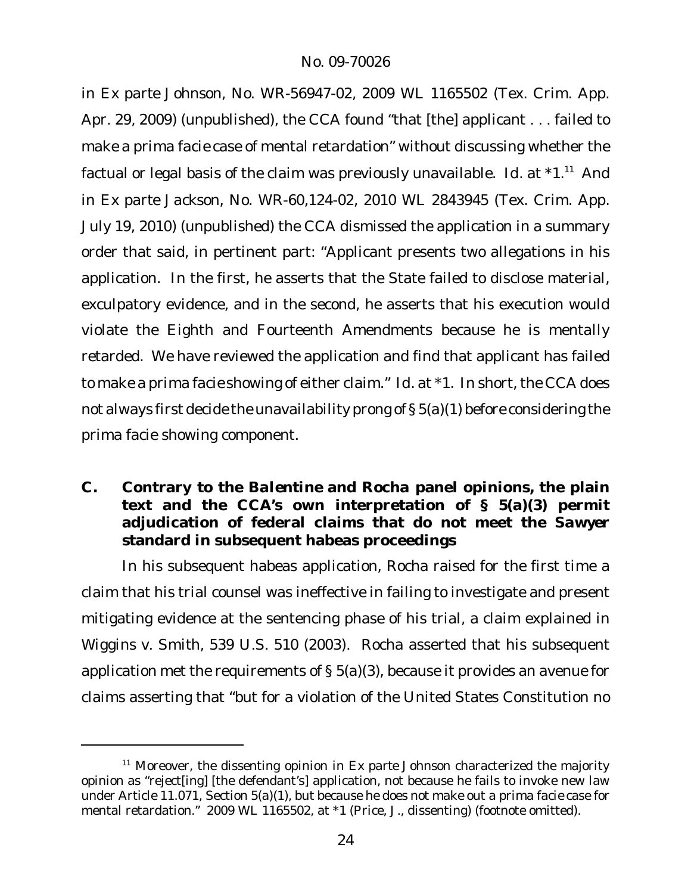in *Ex parte Johnson*, No. WR-56947-02, 2009 WL 1165502 (Tex. Crim. App. Apr. 29, 2009) (unpublished), the CCA found "that [the] applicant . . . failed to make a prima facie case of mental retardation" without discussing whether the factual or legal basis of the claim was previously unavailable. *Id.* at *1.[11] And in *Ex parte Jackson*, No. WR-60,124-02, 2010 WL 2843945 (Tex. Crim. App. July 19, 2010) (unpublished) the CCA dismissed the application in a summary order that said, in pertinent part: "Applicant presents two allegations in his application. In the first, he asserts that the State failed to disclose material, exculpatory evidence, and in the second, he asserts that his execution would violate the Eighth and Fourteenth Amendments because he is mentally retarded. We have reviewed the application and find that applicant has failed to make a prima facie showing of either claim." *Id.* at *1. In short, the CCA does not always first decide the unavailability prong of § 5(a)(1) before considering the prima facie showing component.

### C. Contrary to the *Balentine* and *Rocha* panel opinions, the plain text and the CCA's own interpretation of § 5(a)(3) permit adjudication of federal claims that do not meet the *Sawyer* standard in subsequent habeas proceedings

In his subsequent habeas application, Rocha raised for the first time a claim that his trial counsel was ineffective in failing to investigate and present mitigating evidence at the sentencing phase of his trial, a claim explained in *Wiggins v. Smith*, 539 U.S. 510 (2003). Rocha asserted that his subsequent application met the requirements of § 5(a)(3), because it provides an avenue for claims asserting that "but for a violation of the United States Constitution no

[11] Moreover, the dissenting opinion in *Ex parte Johnson* characterized the majority opinion as "reject[ing] [the defendant's] application, not because he fails to invoke new law under Article 11.071, Section 5(a)(1), but because he does not make out a prima facie case for mental retardation." 2009 WL 1165502, at *1 (Price, J., dissenting) (footnote omitted).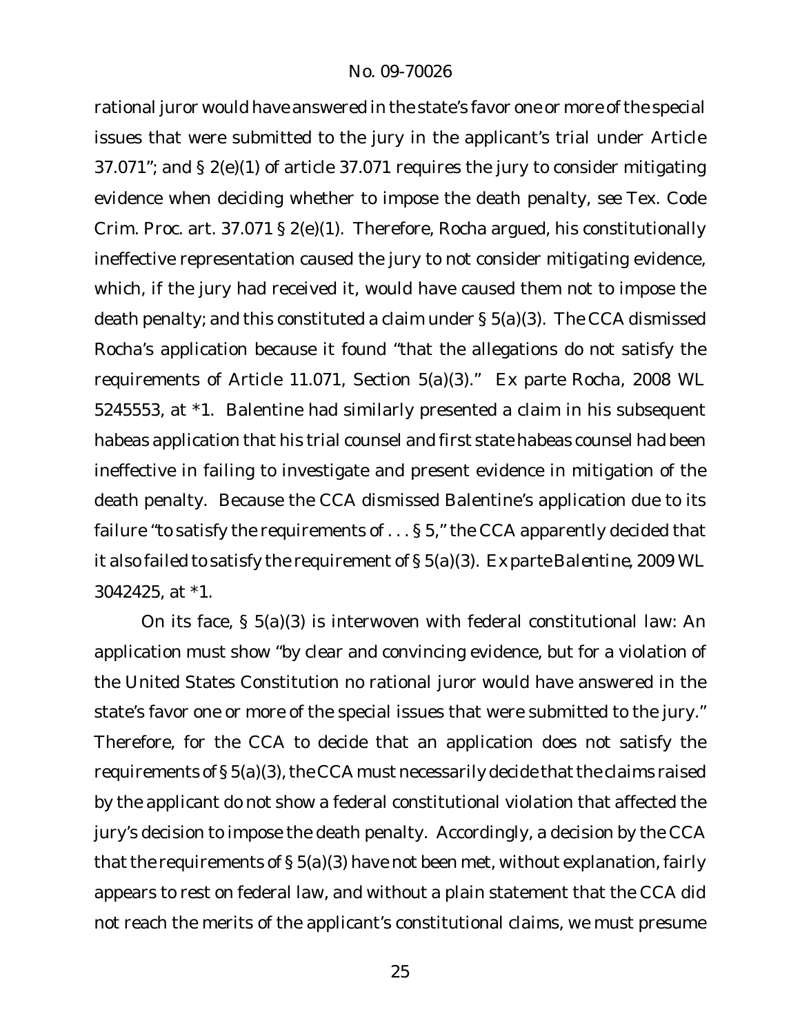rational juror would have answered in the state's favor one or more of the special issues that were submitted to the jury in the applicant's trial under Article 37.071"; and § 2(e)(1) of article 37.071 requires the jury to consider mitigating evidence when deciding whether to impose the death penalty, *see* Tex. Code Crim. Proc. art. 37.071 § 2(e)(1). Therefore, Rocha argued, his constitutionally ineffective representation caused the jury to not consider mitigating evidence, which, if the jury had received it, would have caused them not to impose the death penalty; and this constituted a claim under § 5(a)(3). The CCA dismissed Rocha's application because it found "that the allegations do not satisfy the requirements of Article 11.071, Section 5(a)(3)." *Ex parte Rocha*, 2008 WL 5245553, at *1. Balentine had similarly presented a claim in his subsequent habeas application that his trial counsel and first state habeas counsel had been ineffective in failing to investigate and present evidence in mitigation of the death penalty. Because the CCA dismissed Balentine's application due to its failure "to satisfy the requirements of . . . § 5," the CCA apparently decided that it also failed to satisfy the requirement of § 5(a)(3). *Ex parte Balentine*, 2009 WL 3042425, at *1.

On its face, § 5(a)(3) is interwoven with federal constitutional law: An application must show "by clear and convincing evidence, but for a violation of the United States Constitution no rational juror would have answered in the state's favor one or more of the special issues that were submitted to the jury." Therefore, for the CCA to decide that an application does not satisfy the requirements of § 5(a)(3), the CCA must necessarily decide that the claims raised by the applicant do not show a federal constitutional violation that affected the jury's decision to impose the death penalty. Accordingly, a decision by the CCA that the requirements of § 5(a)(3) have not been met, without explanation, fairly appears to rest on federal law, and without a plain statement that the CCA did not reach the merits of the applicant's constitutional claims, we must presume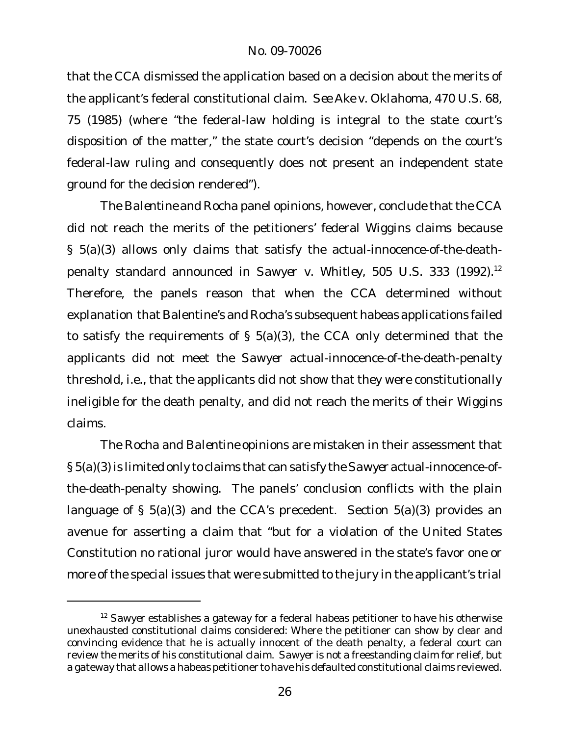that the CCA dismissed the application based on a decision about the merits of the applicant's federal constitutional claim. *See Ake v. Oklahoma*, 470 U.S. 68, 75 (1985) (where "the federal-law holding is integral to the state court's disposition of the matter," the state court's decision "depends on the court's federal-law ruling and consequently does not present an independent state ground for the decision rendered").

The *Balentine* and *Rocha* panel opinions, however, conclude that the CCA did not reach the merits of the petitioners' federal *Wiggins* claims because § 5(a)(3) allows only claims that satisfy the actual-innocence-of-the-death-penalty standard announced in *Sawyer v. Whitley*, 505 U.S. 333 (1992).[12] Therefore, the panels reason that when the CCA determined without explanation that Balentine's and Rocha's subsequent habeas applications failed to satisfy the requirements of § 5(a)(3), the CCA only determined that the applicants did not meet the *Sawyer* actual-innocence-of-the-death-penalty threshold, i.e., that the applicants did not show that they were constitutionally ineligible for the death penalty, and did not reach the merits of their *Wiggins* claims.

The *Rocha* and *Balentine* opinions are mistaken in their assessment that § 5(a)(3) is limited only to claims that can satisfy the *Sawyer* actual-innocence-of-the-death-penalty showing. The panels' conclusion conflicts with the plain language of § 5(a)(3) and the CCA's precedent. Section 5(a)(3) provides an avenue for asserting a claim that "but for a violation of the United States Constitution no rational juror would have answered in the state's favor one or more of the special issues that were submitted to the jury in the applicant's trial

[12] *Sawyer* establishes a gateway for a federal habeas petitioner to have his otherwise unexhausted constitutional claims considered: Where the petitioner can show by clear and convincing evidence that he is actually innocent of the death penalty, a federal court can review the merits of his constitutional claim. *Sawyer* is not a freestanding claim for relief, but a gateway that allows a habeas petitioner to have his defaulted constitutional claims reviewed.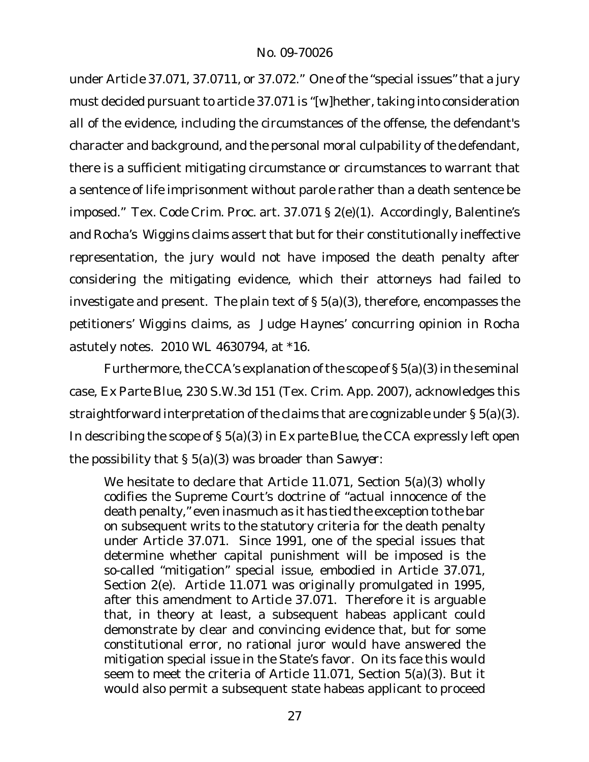under Article 37.071, 37.0711, or 37.072." One of the "special issues" that a jury must decided pursuant to article 37.071 is "[w]hether, taking into consideration all of the evidence, including the circumstances of the offense, the defendant's character and background, and the personal moral culpability of the defendant, there is a sufficient mitigating circumstance or circumstances to warrant that a sentence of life imprisonment without parole rather than a death sentence be imposed." Tex. Code Crim. Proc. art. 37.071 § 2(e)(1). Accordingly, Balentine's and Rocha's *Wiggins* claims assert that but for their constitutionally ineffective representation, the jury would not have imposed the death penalty after considering the mitigating evidence, which their attorneys had failed to investigate and present. The plain text of § 5(a)(3), therefore, encompasses the petitioners' *Wiggins* claims, as Judge Haynes' concurring opinion in *Rocha* astutely notes. 2010 WL 4630794, at *16.

Furthermore, the CCA's explanation of the scope of § 5(a)(3) in the seminal case, *Ex Parte Blue*, 230 S.W.3d 151 (Tex. Crim. App. 2007), acknowledges this straightforward interpretation of the claims that are cognizable under § 5(a)(3). In describing the scope of § 5(a)(3) in *Ex parte Blue*, the CCA expressly left open the possibility that § 5(a)(3) was broader than *Sawyer*:

> We hesitate to declare that Article 11.071, Section 5(a)(3) wholly codifies the Supreme Court's doctrine of "actual innocence of the death penalty," even inasmuch as it has tied the exception to the bar on subsequent writs to the statutory criteria for the death penalty under Article 37.071. Since 1991, one of the special issues that determine whether capital punishment will be imposed is the so-called "mitigation" special issue, embodied in Article 37.071, Section 2(e). Article 11.071 was originally promulgated in 1995, after this amendment to Article 37.071. Therefore it is arguable that, in theory at least, a subsequent habeas applicant could demonstrate by clear and convincing evidence that, but for some constitutional error, no rational juror would have answered the mitigation special issue in the State's favor. On its face this would seem to meet the criteria of Article 11.071, Section 5(a)(3). But it would also permit a subsequent state habeas applicant to proceed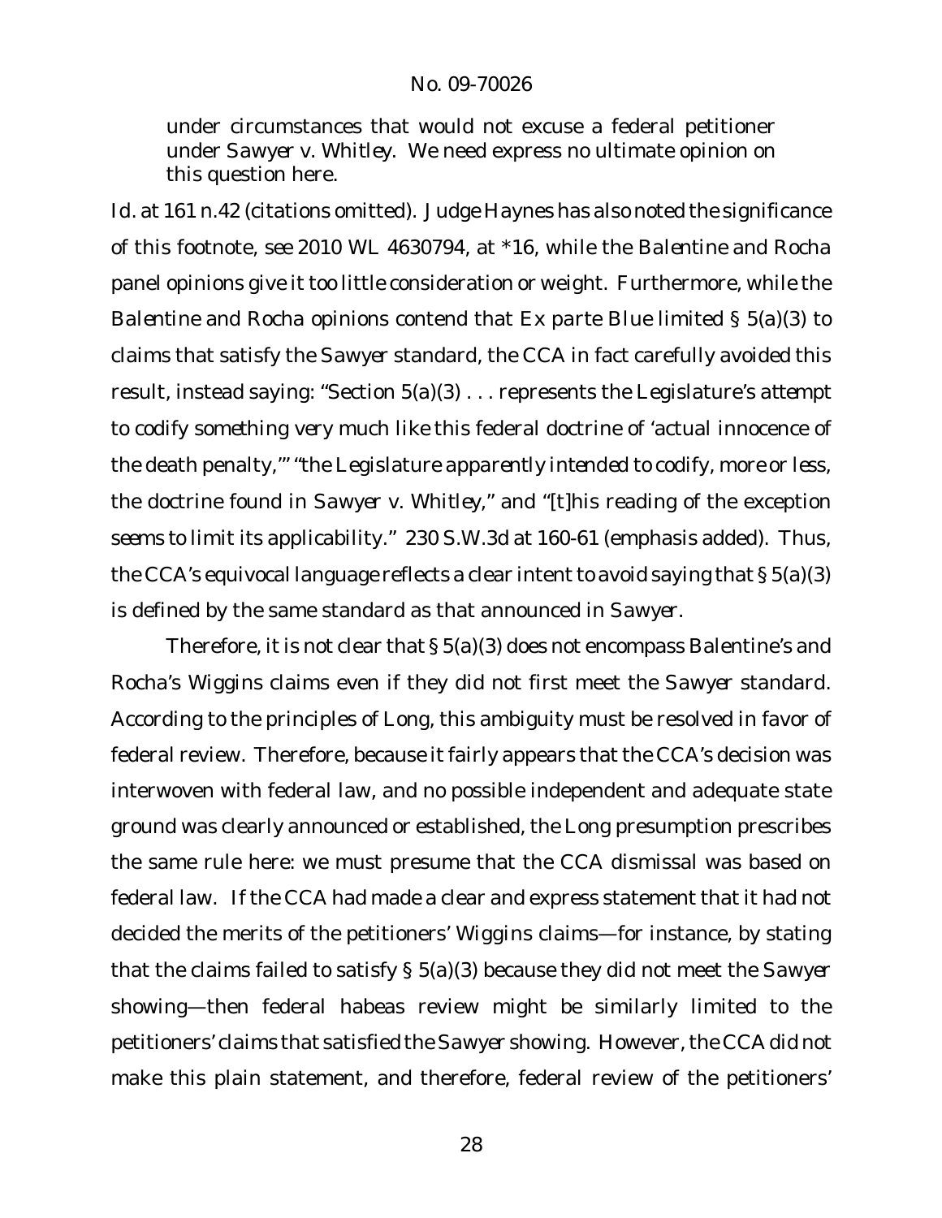under circumstances that would not excuse a federal petitioner under *Sawyer v. Whitley*. We need express no ultimate opinion on this question here.

*Id.* at 161 n.42 (citations omitted). Judge Haynes has also noted the significance of this footnote, *see* 2010 WL 4630794, at *16, while the *Balentine* and *Rocha* panel opinions give it too little consideration or weight. Furthermore, while the *Balentine* and *Rocha* opinions contend that *Ex parte Blue* limited § 5(a)(3) to claims that satisfy the *Sawyer* standard, the CCA in fact carefully avoided this result, instead saying: "Section 5(a)(3) . . . represents the Legislature's *attempt* to codify *something very much like* this federal doctrine of 'actual innocence of the death penalty,'" "the Legislature *apparently intended* to codify, *more or less*, the doctrine found in *Sawyer v. Whitley*," and "[t]his reading of the exception *seems* to limit its applicability." 230 S.W.3d at 160-61 (emphasis added). Thus, the CCA's equivocal language reflects a clear intent to avoid saying that § 5(a)(3) is defined by the same standard as that announced in *Sawyer*.

Therefore, it is not clear that § 5(a)(3) does not encompass Balentine's and Rocha's *Wiggins* claims even if they did not first meet the *Sawyer* standard. According to the principles of *Long*, this ambiguity must be resolved in favor of federal review. Therefore, because it fairly appears that the CCA's decision was interwoven with federal law, and no possible independent and adequate state ground was clearly announced or established, the *Long* presumption prescribes the same rule here: we must presume that the CCA dismissal was based on federal law. If the CCA had made a clear and express statement that it had not decided the merits of the petitioners' *Wiggins* claims—for instance, by stating that the claims failed to satisfy § 5(a)(3) because they did not meet the *Sawyer* showing—then federal habeas review might be similarly limited to the petitioners' claims that satisfied the *Sawyer* showing. However, the CCA did not make this plain statement, and therefore, federal review of the petitioners'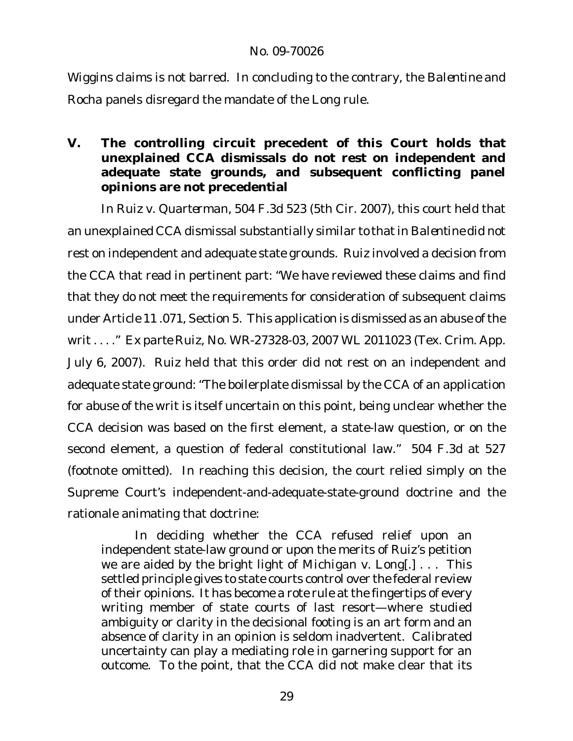*Wiggins* claims is not barred. In concluding to the contrary, the *Balentine* and *Rocha* panels disregard the mandate of the *Long* rule.

## V. The controlling circuit precedent of this Court holds that unexplained CCA dismissals do not rest on independent and adequate state grounds, and subsequent conflicting panel opinions are not precedential

In *Ruiz v. Quarterman*, 504 F.3d 523 (5th Cir. 2007), this court held that an unexplained CCA dismissal substantially similar to that in *Balentine* did not rest on independent and adequate state grounds. *Ruiz* involved a decision from the CCA that read in pertinent part: "We have reviewed these claims and find that they do not meet the requirements for consideration of subsequent claims under Article 11 .071, Section 5. This application is dismissed as an abuse of the writ . . . ." *Ex parte Ruiz*, No. WR-27328-03, 2007 WL 2011023 (Tex. Crim. App. July 6, 2007). *Ruiz* held that this order did not rest on an independent and adequate state ground: "The boilerplate dismissal by the CCA of an application for abuse of the writ is itself uncertain on this point, being unclear whether the CCA decision was based on the first element, a state-law question, or on the second element, a question of federal constitutional law." 504 F.3d at 527 (footnote omitted). In reaching this decision, the court relied simply on the Supreme Court's independent-and-adequate-state-ground doctrine and the rationale animating that doctrine:

> In deciding whether the CCA refused relief upon an independent state-law ground or upon the merits of Ruiz's petition we are aided by the bright light of *Michigan v. Long*[.] . . . This settled principle gives to state courts control over the federal review of their opinions. It has become a rote rule at the fingertips of every writing member of state courts of last resort—where studied ambiguity or clarity in the decisional footing is an art form and an absence of clarity in an opinion is seldom inadvertent. Calibrated uncertainty can play a mediating role in garnering support for an outcome. To the point, that the CCA did not make clear that its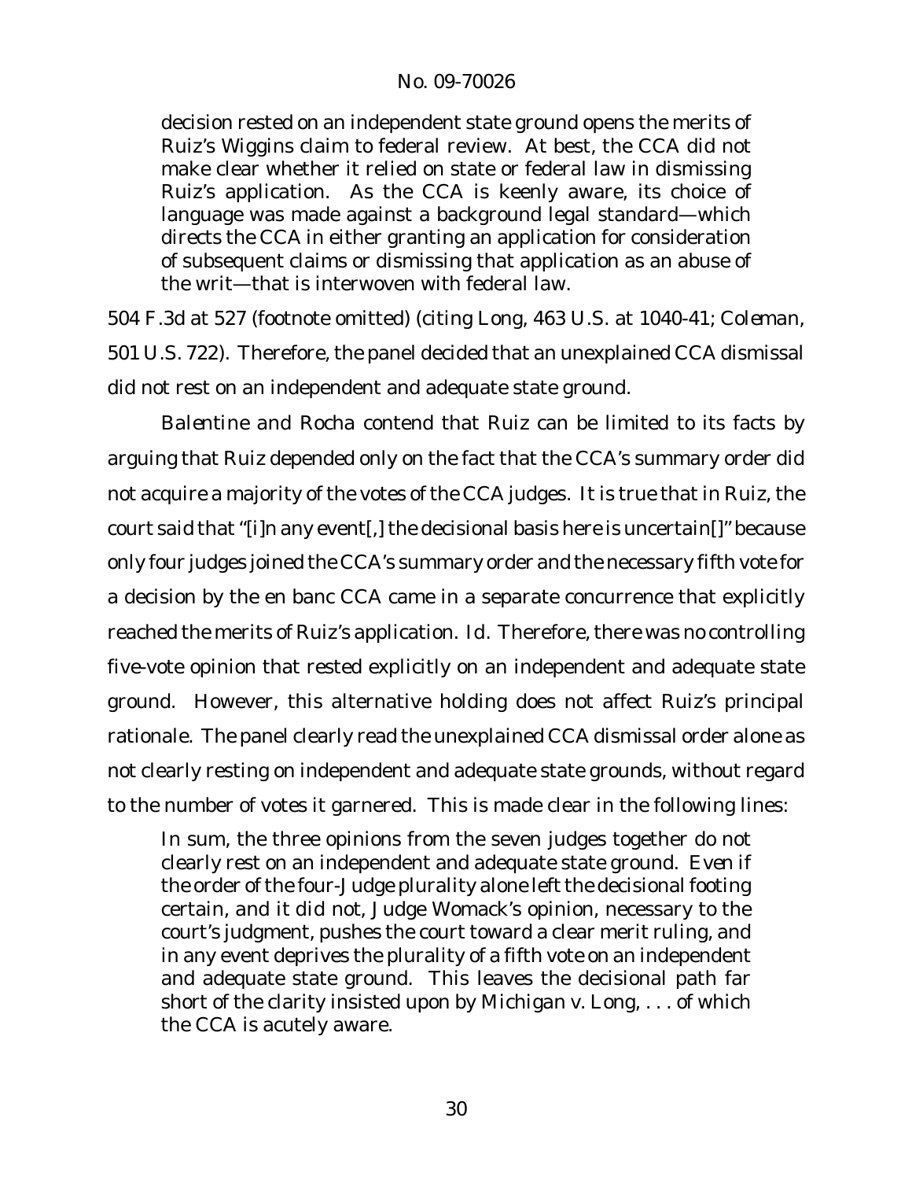decision rested on an independent state ground opens the merits of Ruiz's *Wiggins* claim to federal review. At best, the CCA did not make clear whether it relied on state or federal law in dismissing Ruiz's application. As the CCA is keenly aware, its choice of language was made against a background legal standard—which directs the CCA in either granting an application for consideration of subsequent claims or dismissing that application as an abuse of the writ—that is interwoven with federal law.

504 F.3d at 527 (footnote omitted) (citing *Long*, 463 U.S. at 1040-41; *Coleman*, 501 U.S. 722). Therefore, the panel decided that an unexplained CCA dismissal did not rest on an independent and adequate state ground.

*Balentine* and *Rocha* contend that *Ruiz* can be limited to its facts by arguing that *Ruiz* depended only on the fact that the CCA's summary order did not acquire a majority of the votes of the CCA judges. It is true that in *Ruiz*, the court said that "[i]n any event[,] the decisional basis here is uncertain[]" because only four judges joined the CCA's summary order and the necessary fifth vote for a decision by the en banc CCA came in a separate concurrence that explicitly reached the merits of Ruiz's application. *Id.* Therefore, there was no controlling five-vote opinion that rested explicitly on an independent and adequate state ground. However, this alternative holding does not affect *Ruiz*'s principal rationale. The panel clearly read the unexplained CCA dismissal order alone as not clearly resting on independent and adequate state grounds, without regard to the number of votes it garnered. This is made clear in the following lines:

> In sum, the three opinions from the seven judges together do not clearly rest on an independent and adequate state ground. Even if the order of the four-Judge plurality alone left the decisional footing certain, and it did not, Judge Womack's opinion, necessary to the court's judgment, pushes the court toward a clear merit ruling, and in any event deprives the plurality of a fifth vote on an independent and adequate state ground. This leaves the decisional path far short of the clarity insisted upon by *Michigan v. Long*, . . . of which the CCA is acutely aware.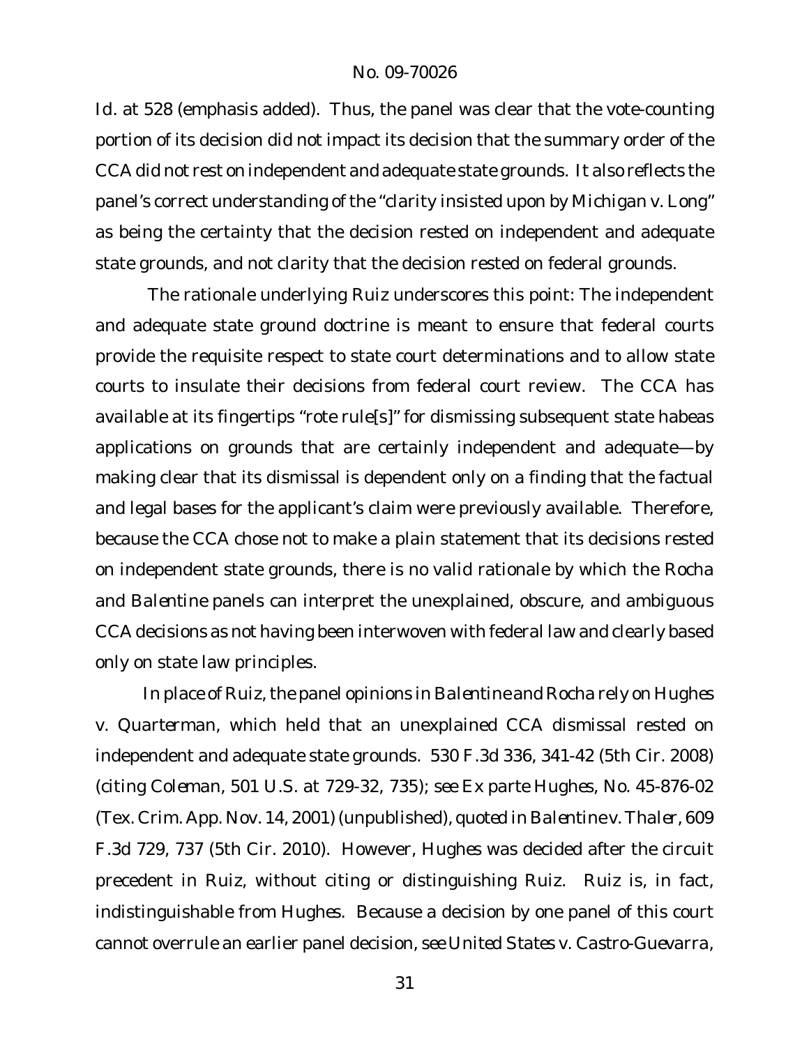*Id.* at 528 (emphasis added). Thus, the panel was clear that the vote-counting portion of its decision did not impact its decision that the summary order of the CCA did not rest on independent and adequate state grounds. It also reflects the panel's correct understanding of the "clarity insisted upon by *Michigan v. Long*" as being the certainty that the decision rested on independent and adequate state grounds, and not clarity that the decision rested on federal grounds.

The rationale underlying *Ruiz* underscores this point: The independent and adequate state ground doctrine is meant to ensure that federal courts provide the requisite respect to state court determinations and to allow state courts to insulate their decisions from federal court review. The CCA has available at its fingertips "rote rule[s]" for dismissing subsequent state habeas applications on grounds that are certainly independent and adequate—by making clear that its dismissal is dependent only on a finding that the factual and legal bases for the applicant's claim were previously available. Therefore, because the CCA chose not to make a plain statement that its decisions rested on independent state grounds, there is no valid rationale by which the *Rocha* and *Balentine* panels can interpret the unexplained, obscure, and ambiguous CCA decisions as not having been interwoven with federal law and clearly based only on state law principles.

In place of *Ruiz*, the panel opinions in *Balentine* and *Rocha* rely on *Hughes v. Quarterman*, which held that an unexplained CCA dismissal rested on independent and adequate state grounds. 530 F.3d 336, 341-42 (5th Cir. 2008) (citing *Coleman*, 501 U.S. at 729-32, 735); *see Ex parte Hughes*, No. 45-876-02 (Tex. Crim. App. Nov. 14, 2001) (unpublished), *quoted in Balentine v. Thaler*, 609 F.3d 729, 737 (5th Cir. 2010). However, *Hughes* was decided after the circuit precedent in *Ruiz*, without citing or distinguishing *Ruiz*. *Ruiz* is, in fact, indistinguishable from *Hughes*. Because a decision by one panel of this court cannot overrule an earlier panel decision, *see United States v. Castro-Guevarra*,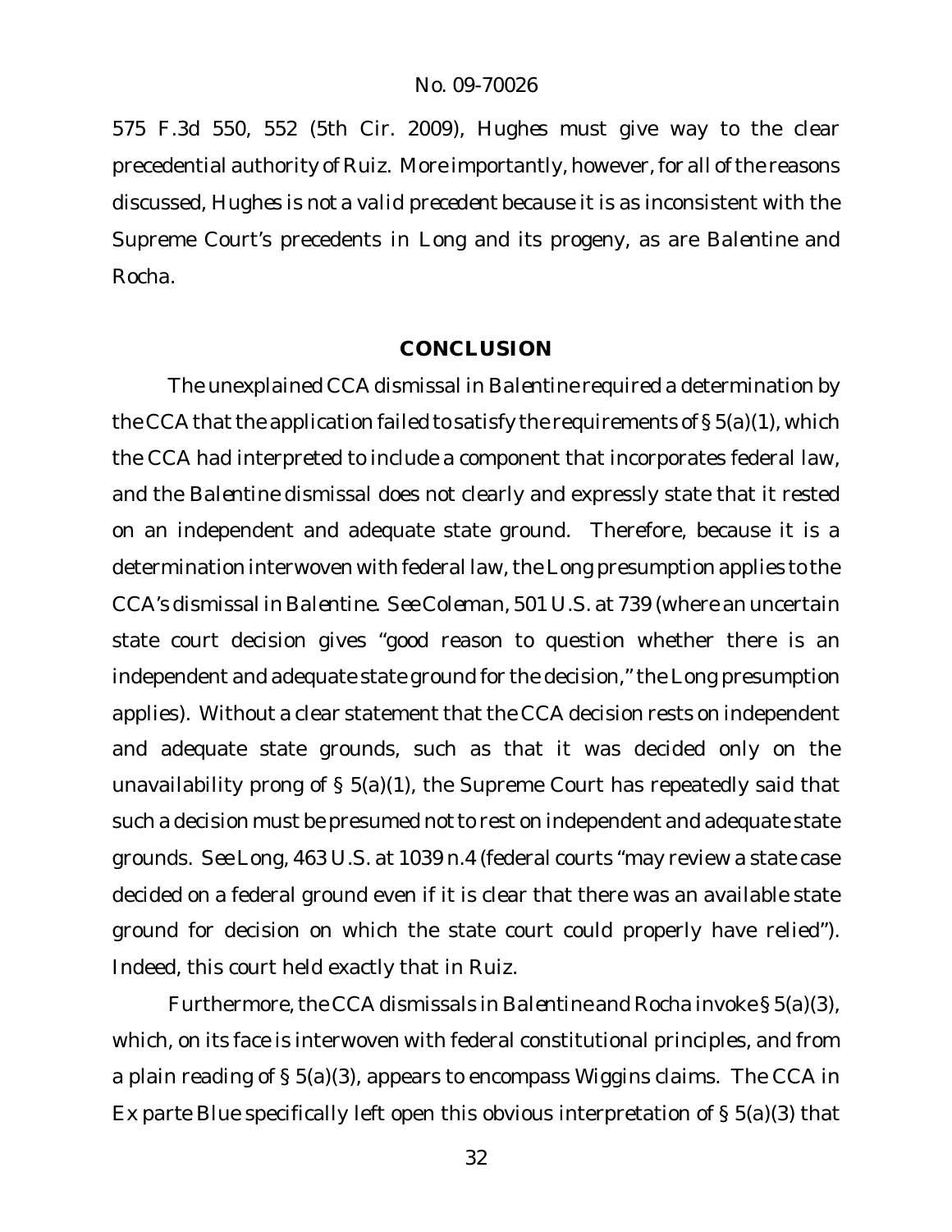575 F.3d 550, 552 (5th Cir. 2009), *Hughes* must give way to the clear precedential authority of *Ruiz*. More importantly, however, for all of the reasons discussed, *Hughes* is not a valid precedent because it is as inconsistent with the Supreme Court's precedents in *Long* and its progeny, as are *Balentine* and *Rocha*.

## CONCLUSION

The unexplained CCA dismissal in *Balentine* required a determination by the CCA that the application failed to satisfy the requirements of § 5(a)(1), which the CCA had interpreted to include a component that incorporates federal law, and the *Balentine* dismissal does not clearly and expressly state that it rested on an independent and adequate state ground. Therefore, because it is a determination interwoven with federal law, the *Long* presumption applies to the CCA's dismissal in *Balentine*. *See Coleman*, 501 U.S. at 739 (where an uncertain state court decision gives "good reason to question whether there is an independent and adequate state ground for the decision," the *Long* presumption applies). Without a clear statement that the CCA decision rests on independent and adequate state grounds, such as that it was decided only on the unavailability prong of § 5(a)(1), the Supreme Court has repeatedly said that such a decision must be presumed not to rest on independent and adequate state grounds. *See Long*, 463 U.S. at 1039 n.4 (federal courts "may review a state case decided on a federal ground even if it is clear that there was an available state ground for decision on which the state court could properly have relied"). Indeed, this court held exactly that in *Ruiz*.

Furthermore, the CCA dismissals in *Balentine* and *Rocha* invoke § 5(a)(3), which, on its face is interwoven with federal constitutional principles, and from a plain reading of § 5(a)(3), appears to encompass *Wiggins* claims. The CCA in *Ex parte Blue* specifically left open this obvious interpretation of § 5(a)(3) that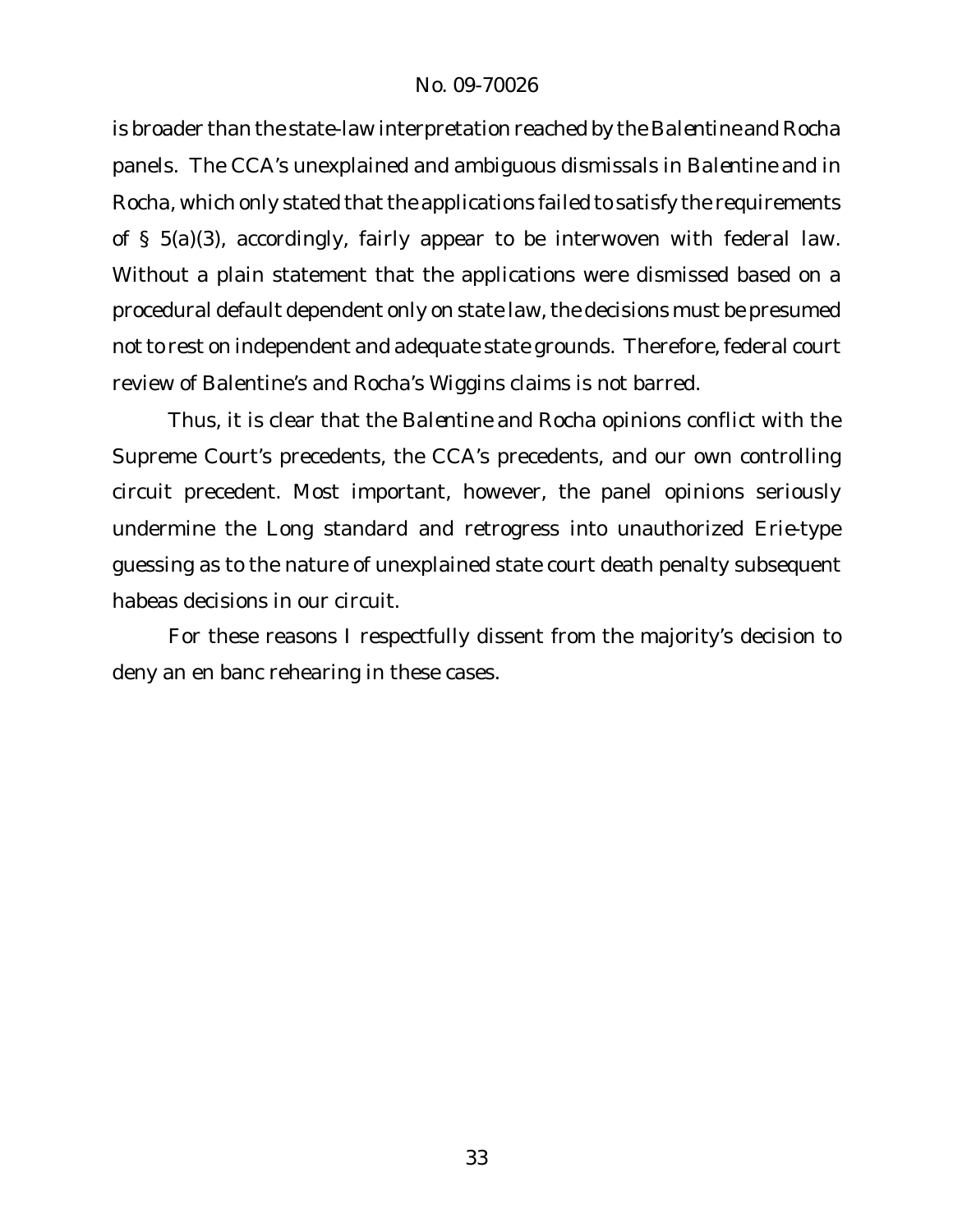is broader than the state-law interpretation reached by the *Balentine* and *Rocha* panels. The CCA's unexplained and ambiguous dismissals in *Balentine* and in *Rocha*, which only stated that the applications failed to satisfy the requirements of § 5(a)(3), accordingly, fairly appear to be interwoven with federal law. Without a plain statement that the applications were dismissed based on a procedural default dependent only on state law, the decisions must be presumed not to rest on independent and adequate state grounds. Therefore, federal court review of Balentine's and Rocha's *Wiggins* claims is not barred.

Thus, it is clear that the *Balentine* and *Rocha* opinions conflict with the Supreme Court's precedents, the CCA's precedents, and our own controlling circuit precedent. Most important, however, the panel opinions seriously undermine the *Long* standard and retrogress into unauthorized *Erie*-type guessing as to the nature of unexplained state court death penalty subsequent habeas decisions in our circuit.

For these reasons I respectfully dissent from the majority's decision to deny an en banc rehearing in these cases.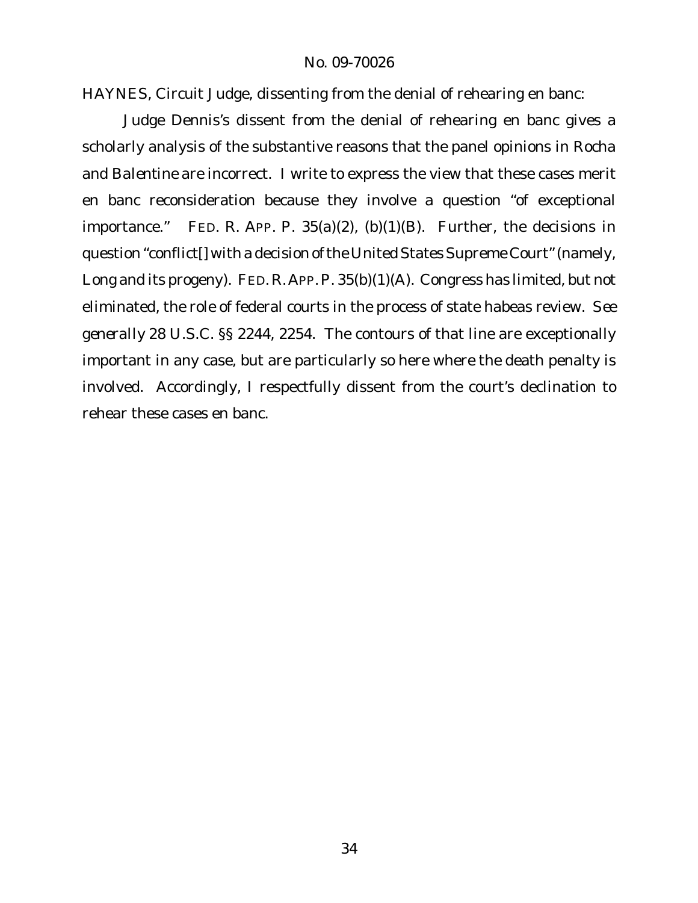HAYNES, Circuit Judge, dissenting from the denial of rehearing en banc:

Judge Dennis's dissent from the denial of rehearing en banc gives a scholarly analysis of the substantive reasons that the panel opinions in *Rocha* and *Balentine* are incorrect. I write to express the view that these cases merit en banc reconsideration because they involve a question "of exceptional importance." FED. R. APP. P. 35(a)(2), (b)(1)(B). Further, the decisions in question "conflict[] with a decision of the United States Supreme Court" (namely, *Long* and its progeny). FED. R. APP. P. 35(b)(1)(A). Congress has limited, but not eliminated, the role of federal courts in the process of state habeas review. *See generally* 28 U.S.C. §§ 2244, 2254. The contours of that line are exceptionally important in any case, but are particularly so here where the death penalty is involved. Accordingly, I respectfully dissent from the court's declination to rehear these cases en banc.